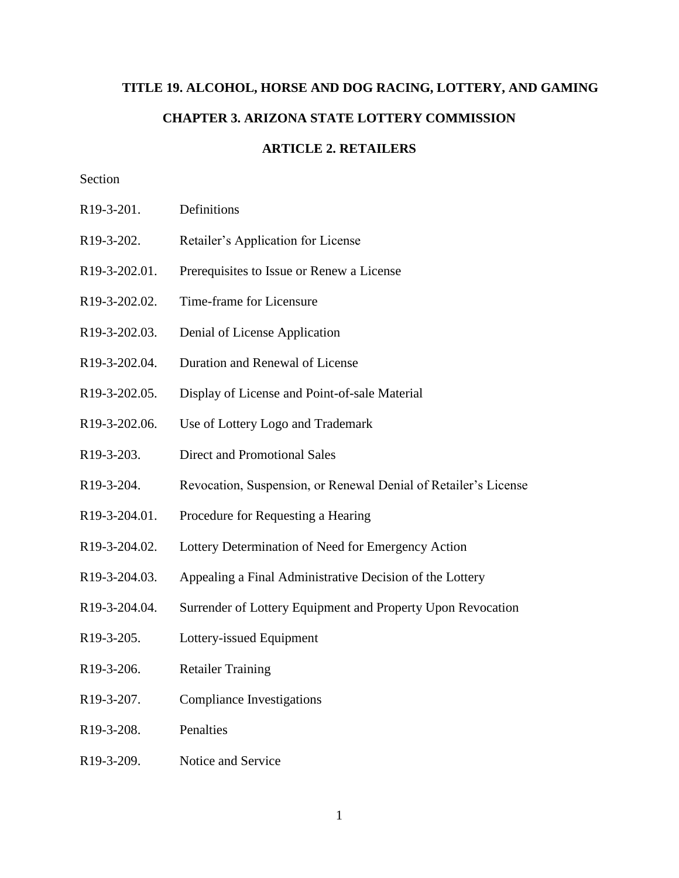# TITLE 19. ALCOHOL, HORSE AND DOG RACING, LOTTERY, AND GAMING

## CHAPTER 3. ARIZONA STATE LOTTERY COMMISSION

### ARTICLE 2. RETAILERS

Section

| | |
|---|---|
| R19-3-201. | Definitions |
| R19-3-202. | Retailer's Application for License |
| R19-3-202.01. | Prerequisites to Issue or Renew a License |
| R19-3-202.02. | Time-frame for Licensure |
| R19-3-202.03. | Denial of License Application |
| R19-3-202.04. | Duration and Renewal of License |
| R19-3-202.05. | Display of License and Point-of-sale Material |
| R19-3-202.06. | Use of Lottery Logo and Trademark |
| R19-3-203. | Direct and Promotional Sales |
| R19-3-204. | Revocation, Suspension, or Renewal Denial of Retailer's License |
| R19-3-204.01. | Procedure for Requesting a Hearing |
| R19-3-204.02. | Lottery Determination of Need for Emergency Action |
| R19-3-204.03. | Appealing a Final Administrative Decision of the Lottery |
| R19-3-204.04. | Surrender of Lottery Equipment and Property Upon Revocation |
| R19-3-205. | Lottery-issued Equipment |
| R19-3-206. | Retailer Training |
| R19-3-207. | Compliance Investigations |
| R19-3-208. | Penalties |
| R19-3-209. | Notice and Service |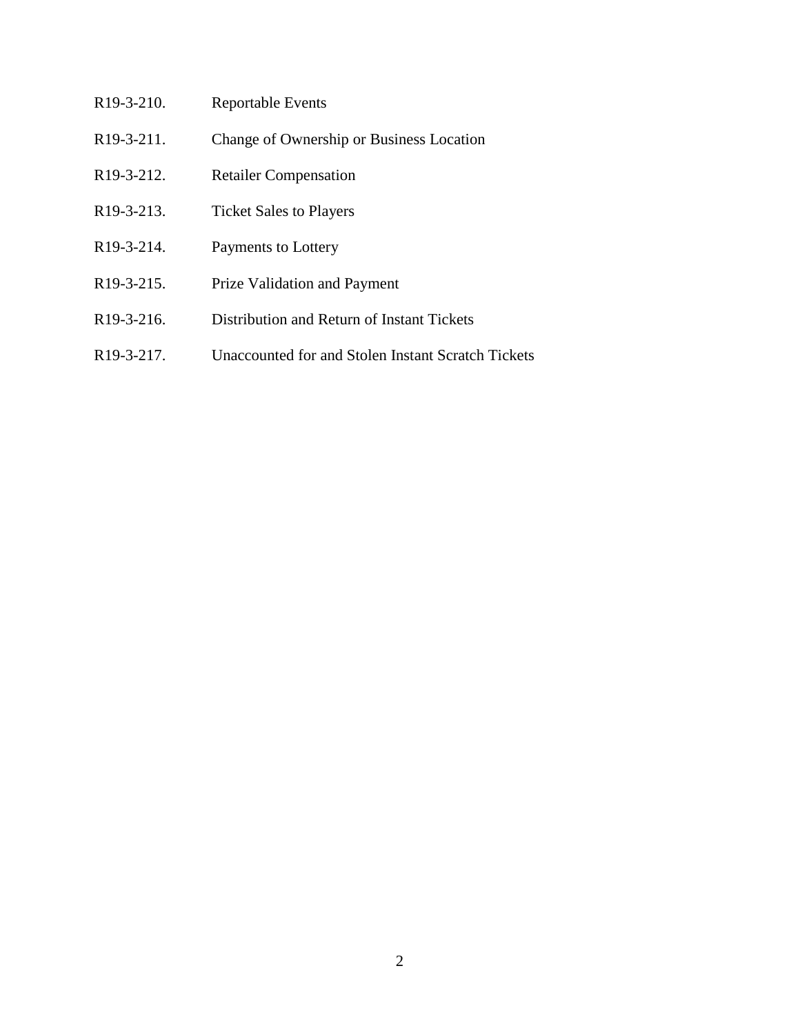R19-3-210. Reportable Events

R19-3-211. Change of Ownership or Business Location

R19-3-212. Retailer Compensation

R19-3-213. Ticket Sales to Players

R19-3-214. Payments to Lottery

R19-3-215. Prize Validation and Payment

R19-3-216. Distribution and Return of Instant Tickets

R19-3-217. Unaccounted for and Stolen Instant Scratch Tickets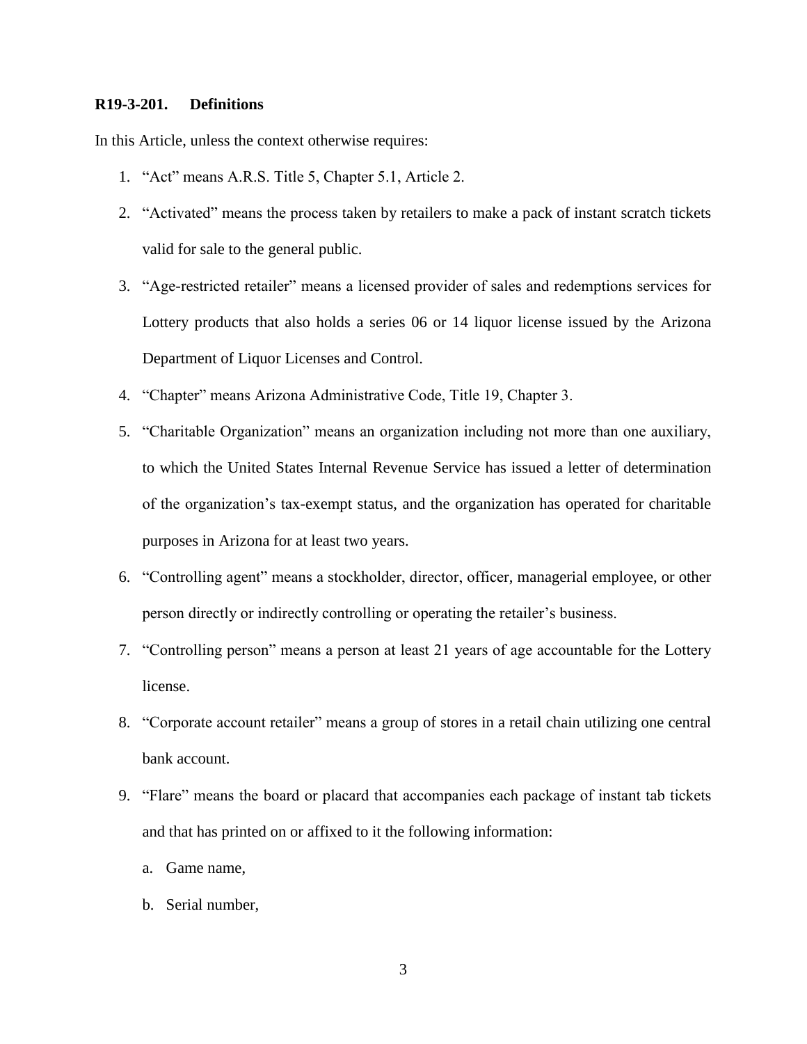## R19-3-201. Definitions

In this Article, unless the context otherwise requires:

1. "Act" means A.R.S. Title 5, Chapter 5.1, Article 2.
2. "Activated" means the process taken by retailers to make a pack of instant scratch tickets valid for sale to the general public.
3. "Age-restricted retailer" means a licensed provider of sales and redemptions services for Lottery products that also holds a series 06 or 14 liquor license issued by the Arizona Department of Liquor Licenses and Control.
4. "Chapter" means Arizona Administrative Code, Title 19, Chapter 3.
5. "Charitable Organization" means an organization including not more than one auxiliary, to which the United States Internal Revenue Service has issued a letter of determination of the organization's tax-exempt status, and the organization has operated for charitable purposes in Arizona for at least two years.
6. "Controlling agent" means a stockholder, director, officer, managerial employee, or other person directly or indirectly controlling or operating the retailer's business.
7. "Controlling person" means a person at least 21 years of age accountable for the Lottery license.
8. "Corporate account retailer" means a group of stores in a retail chain utilizing one central bank account.
9. "Flare" means the board or placard that accompanies each package of instant tab tickets and that has printed on or affixed to it the following information:
   a. Game name,
   b. Serial number,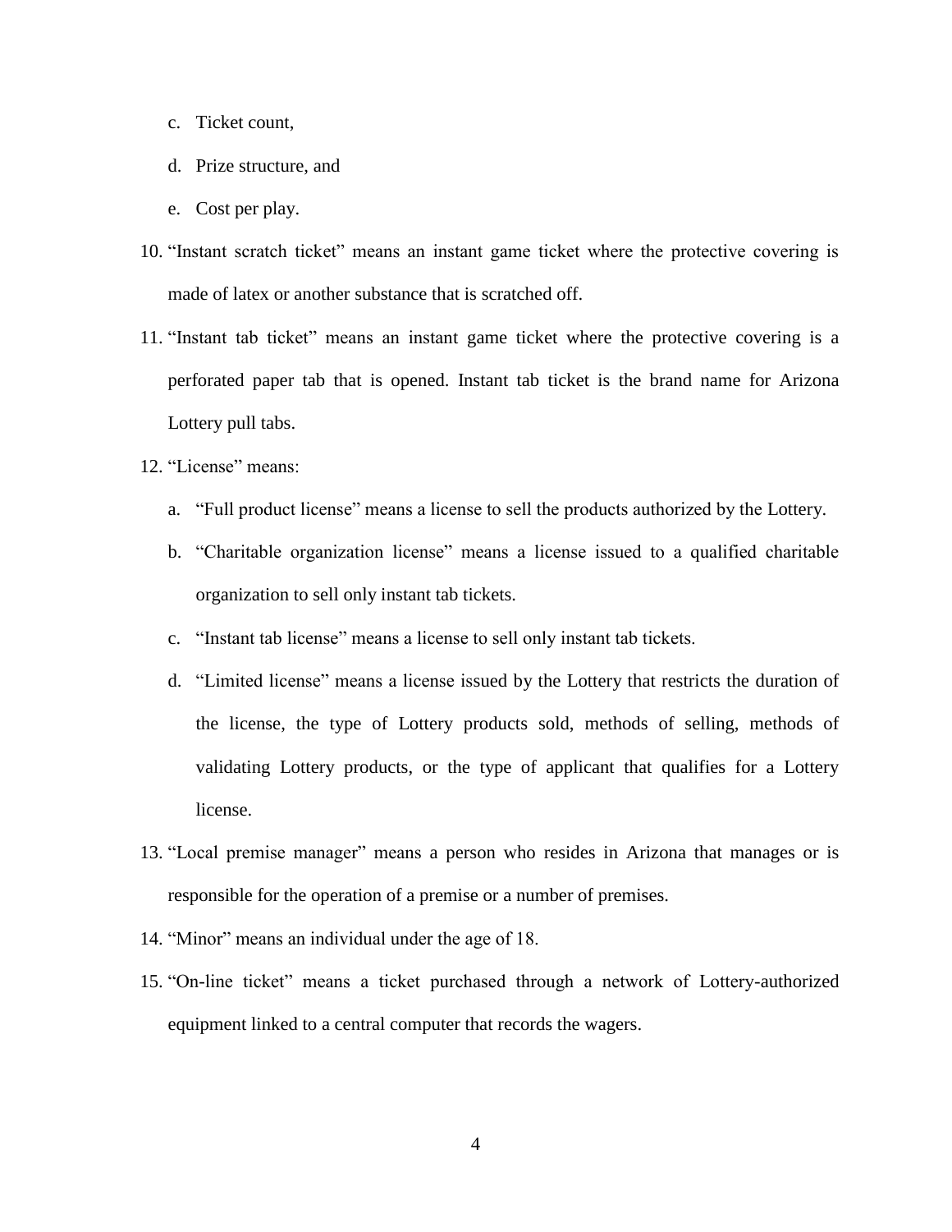c. Ticket count,

   d. Prize structure, and

   e. Cost per play.

10. "Instant scratch ticket" means an instant game ticket where the protective covering is made of latex or another substance that is scratched off.

11. "Instant tab ticket" means an instant game ticket where the protective covering is a perforated paper tab that is opened. Instant tab ticket is the brand name for Arizona Lottery pull tabs.

12. "License" means:

    a. "Full product license" means a license to sell the products authorized by the Lottery.

    b. "Charitable organization license" means a license issued to a qualified charitable organization to sell only instant tab tickets.

    c. "Instant tab license" means a license to sell only instant tab tickets.

    d. "Limited license" means a license issued by the Lottery that restricts the duration of the license, the type of Lottery products sold, methods of selling, methods of validating Lottery products, or the type of applicant that qualifies for a Lottery license.

13. "Local premise manager" means a person who resides in Arizona that manages or is responsible for the operation of a premise or a number of premises.

14. "Minor" means an individual under the age of 18.

15. "On-line ticket" means a ticket purchased through a network of Lottery-authorized equipment linked to a central computer that records the wagers.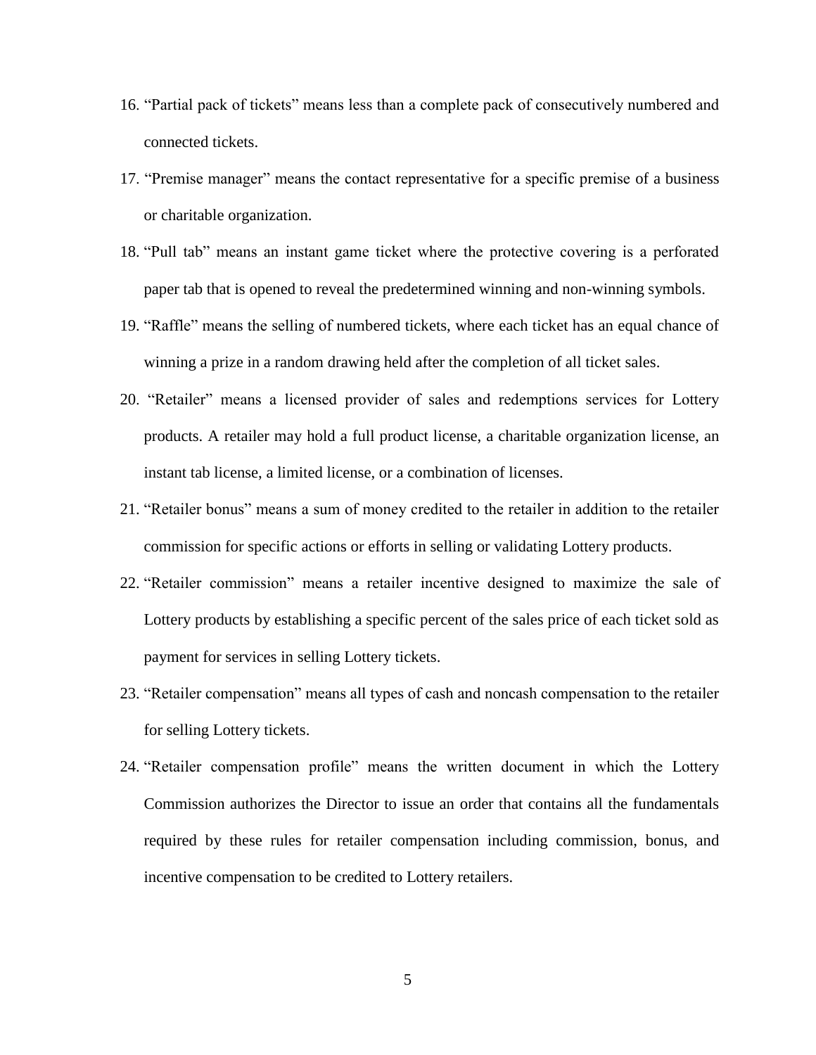16. "Partial pack of tickets" means less than a complete pack of consecutively numbered and connected tickets.
17. "Premise manager" means the contact representative for a specific premise of a business or charitable organization.
18. "Pull tab" means an instant game ticket where the protective covering is a perforated paper tab that is opened to reveal the predetermined winning and non-winning symbols.
19. "Raffle" means the selling of numbered tickets, where each ticket has an equal chance of winning a prize in a random drawing held after the completion of all ticket sales.
20. "Retailer" means a licensed provider of sales and redemptions services for Lottery products. A retailer may hold a full product license, a charitable organization license, an instant tab license, a limited license, or a combination of licenses.
21. "Retailer bonus" means a sum of money credited to the retailer in addition to the retailer commission for specific actions or efforts in selling or validating Lottery products.
22. "Retailer commission" means a retailer incentive designed to maximize the sale of Lottery products by establishing a specific percent of the sales price of each ticket sold as payment for services in selling Lottery tickets.
23. "Retailer compensation" means all types of cash and noncash compensation to the retailer for selling Lottery tickets.
24. "Retailer compensation profile" means the written document in which the Lottery Commission authorizes the Director to issue an order that contains all the fundamentals required by these rules for retailer compensation including commission, bonus, and incentive compensation to be credited to Lottery retailers.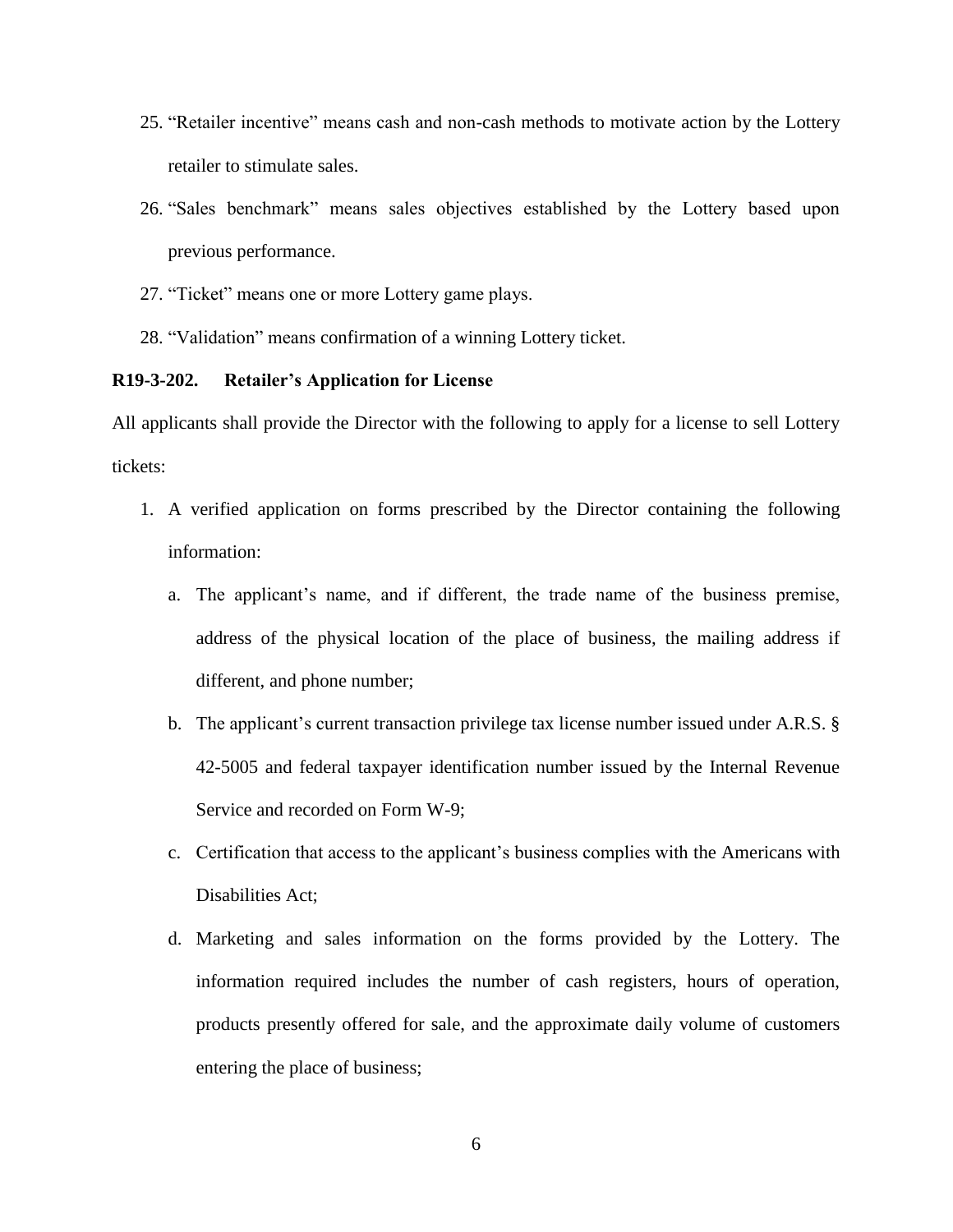25. "Retailer incentive" means cash and non-cash methods to motivate action by the Lottery retailer to stimulate sales.
26. "Sales benchmark" means sales objectives established by the Lottery based upon previous performance.
27. "Ticket" means one or more Lottery game plays.
28. "Validation" means confirmation of a winning Lottery ticket.

**R19-3-202. Retailer's Application for License**

All applicants shall provide the Director with the following to apply for a license to sell Lottery tickets:

1. A verified application on forms prescribed by the Director containing the following information:
   a. The applicant's name, and if different, the trade name of the business premise, address of the physical location of the place of business, the mailing address if different, and phone number;
   b. The applicant's current transaction privilege tax license number issued under A.R.S. § 42-5005 and federal taxpayer identification number issued by the Internal Revenue Service and recorded on Form W-9;
   c. Certification that access to the applicant's business complies with the Americans with Disabilities Act;
   d. Marketing and sales information on the forms provided by the Lottery. The information required includes the number of cash registers, hours of operation, products presently offered for sale, and the approximate daily volume of customers entering the place of business;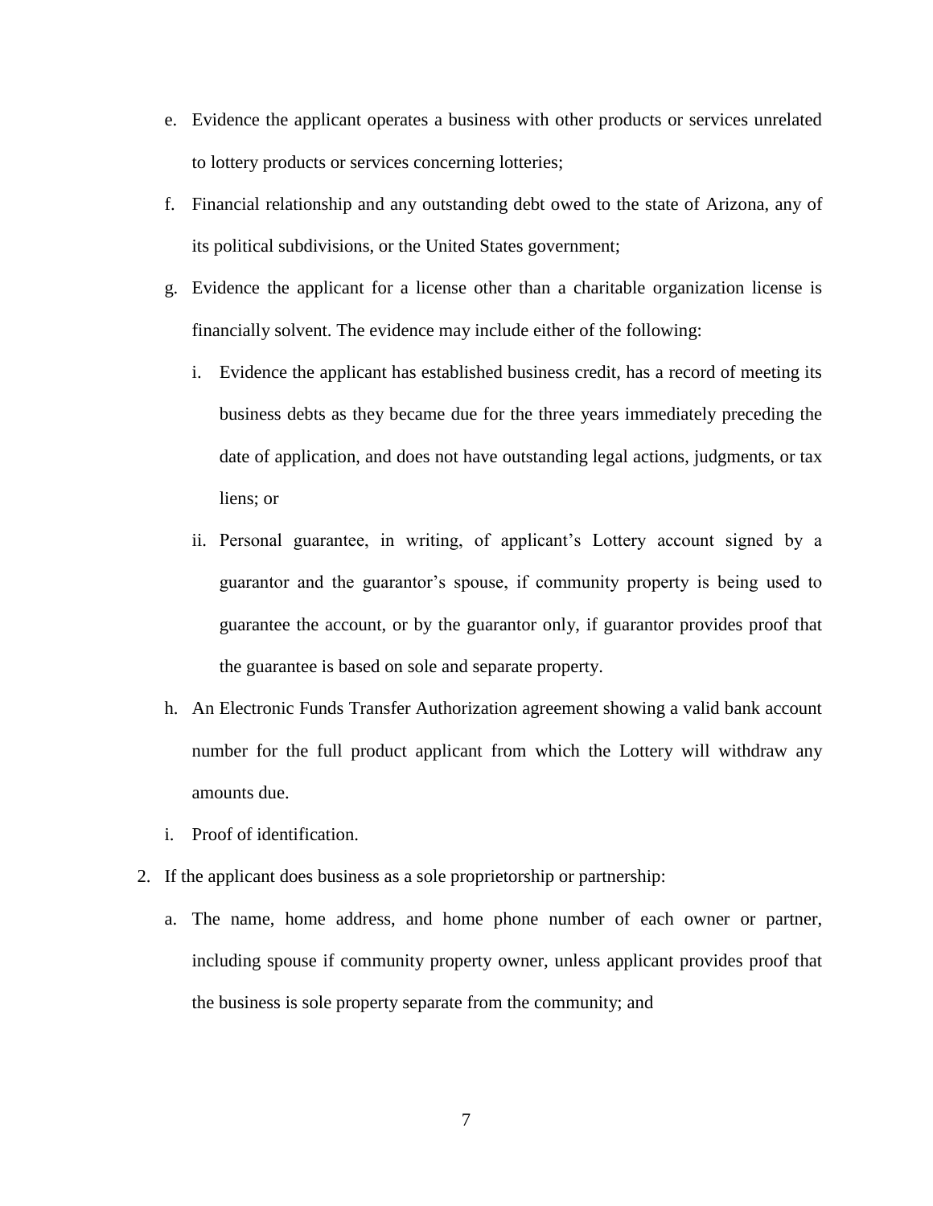e. Evidence the applicant operates a business with other products or services unrelated to lottery products or services concerning lotteries;

   f. Financial relationship and any outstanding debt owed to the state of Arizona, any of its political subdivisions, or the United States government;

   g. Evidence the applicant for a license other than a charitable organization license is financially solvent. The evidence may include either of the following:

      i. Evidence the applicant has established business credit, has a record of meeting its business debts as they became due for the three years immediately preceding the date of application, and does not have outstanding legal actions, judgments, or tax liens; or

      ii. Personal guarantee, in writing, of applicant's Lottery account signed by a guarantor and the guarantor's spouse, if community property is being used to guarantee the account, or by the guarantor only, if guarantor provides proof that the guarantee is based on sole and separate property.

   h. An Electronic Funds Transfer Authorization agreement showing a valid bank account number for the full product applicant from which the Lottery will withdraw any amounts due.

   i. Proof of identification.

2. If the applicant does business as a sole proprietorship or partnership:

   a. The name, home address, and home phone number of each owner or partner, including spouse if community property owner, unless applicant provides proof that the business is sole property separate from the community; and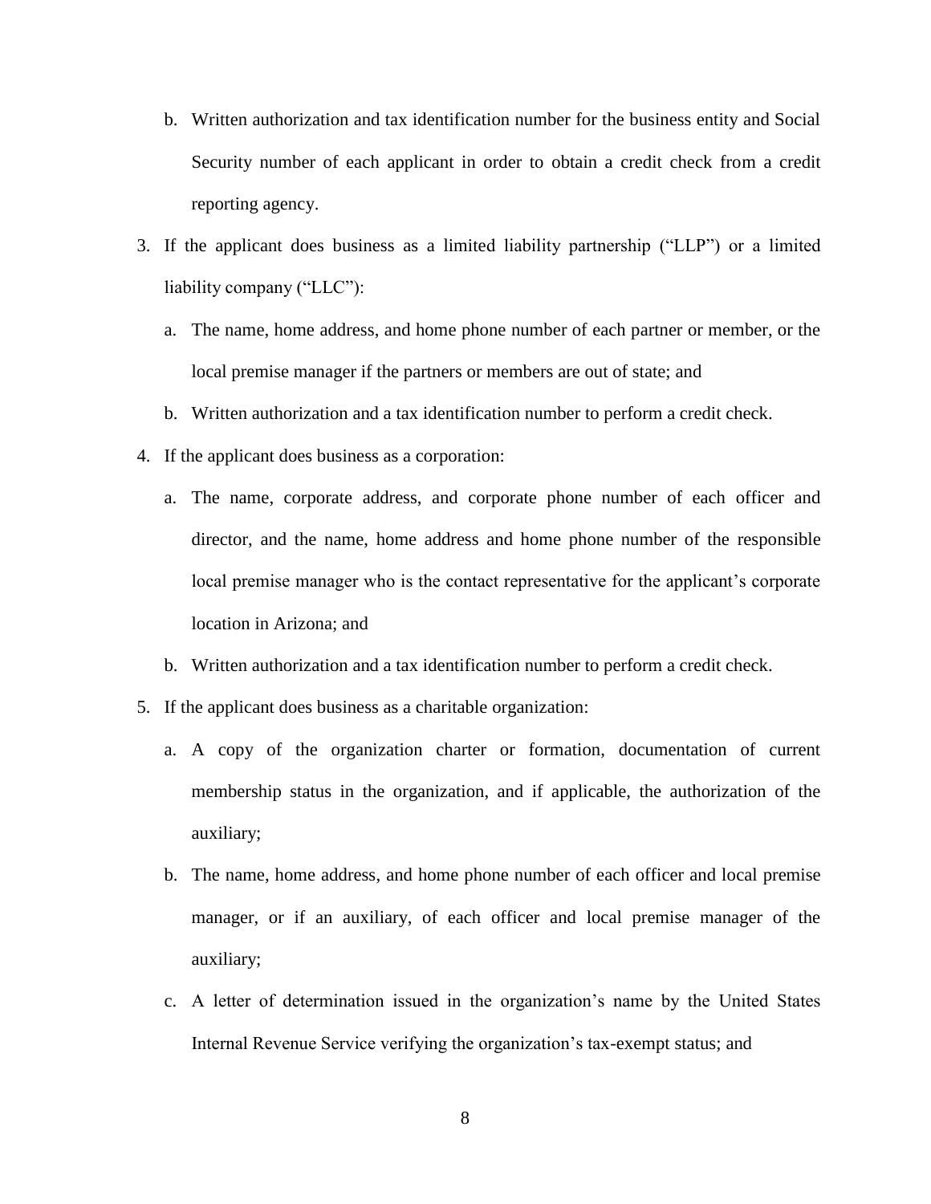b. Written authorization and tax identification number for the business entity and Social Security number of each applicant in order to obtain a credit check from a credit reporting agency.

3. If the applicant does business as a limited liability partnership ("LLP") or a limited liability company ("LLC"):
   a. The name, home address, and home phone number of each partner or member, or the local premise manager if the partners or members are out of state; and
   b. Written authorization and a tax identification number to perform a credit check.
4. If the applicant does business as a corporation:
   a. The name, corporate address, and corporate phone number of each officer and director, and the name, home address and home phone number of the responsible local premise manager who is the contact representative for the applicant's corporate location in Arizona; and
   b. Written authorization and a tax identification number to perform a credit check.
5. If the applicant does business as a charitable organization:
   a. A copy of the organization charter or formation, documentation of current membership status in the organization, and if applicable, the authorization of the auxiliary;
   b. The name, home address, and home phone number of each officer and local premise manager, or if an auxiliary, of each officer and local premise manager of the auxiliary;
   c. A letter of determination issued in the organization's name by the United States Internal Revenue Service verifying the organization's tax-exempt status; and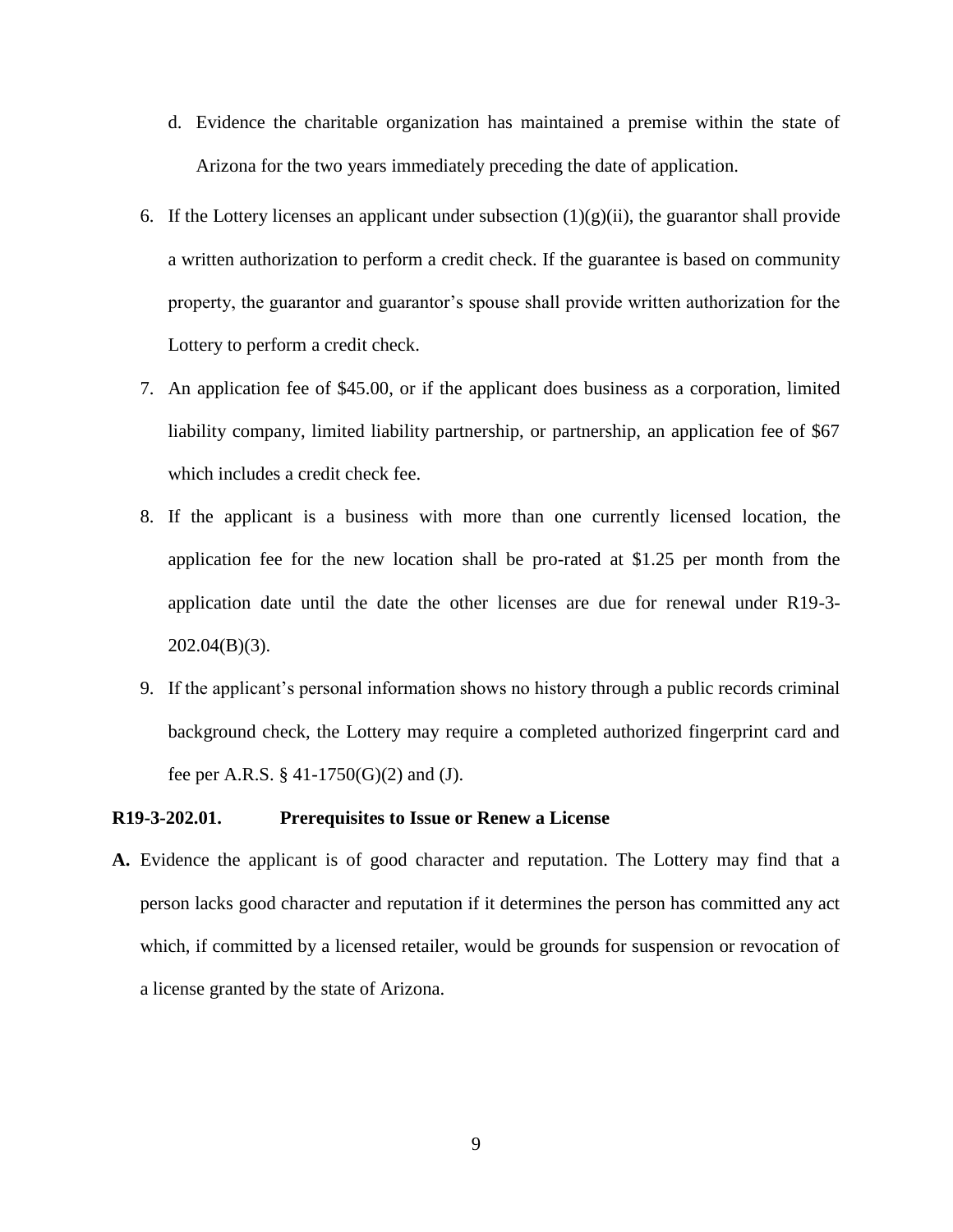d. Evidence the charitable organization has maintained a premise within the state of Arizona for the two years immediately preceding the date of application.

6. If the Lottery licenses an applicant under subsection (1)(g)(ii), the guarantor shall provide a written authorization to perform a credit check. If the guarantee is based on community property, the guarantor and guarantor's spouse shall provide written authorization for the Lottery to perform a credit check.
7. An application fee of $45.00, or if the applicant does business as a corporation, limited liability company, limited liability partnership, or partnership, an application fee of $67 which includes a credit check fee.
8. If the applicant is a business with more than one currently licensed location, the application fee for the new location shall be pro-rated at $1.25 per month from the application date until the date the other licenses are due for renewal under R19-3-202.04(B)(3).
9. If the applicant's personal information shows no history through a public records criminal background check, the Lottery may require a completed authorized fingerprint card and fee per A.R.S. § 41-1750(G)(2) and (J).

**R19-3-202.01. Prerequisites to Issue or Renew a License**

**A.** Evidence the applicant is of good character and reputation. The Lottery may find that a person lacks good character and reputation if it determines the person has committed any act which, if committed by a licensed retailer, would be grounds for suspension or revocation of a license granted by the state of Arizona.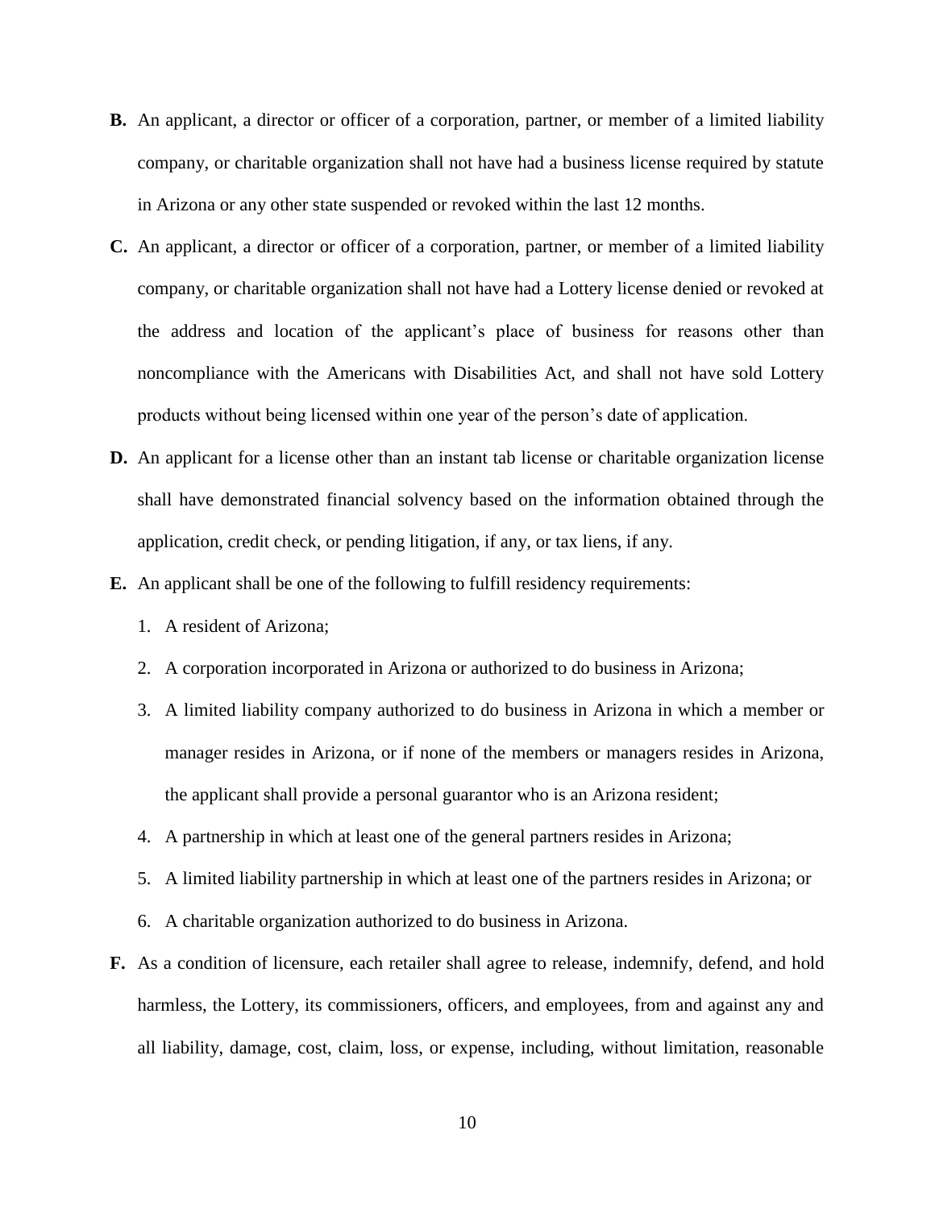**B.** An applicant, a director or officer of a corporation, partner, or member of a limited liability company, or charitable organization shall not have had a business license required by statute in Arizona or any other state suspended or revoked within the last 12 months.

**C.** An applicant, a director or officer of a corporation, partner, or member of a limited liability company, or charitable organization shall not have had a Lottery license denied or revoked at the address and location of the applicant's place of business for reasons other than noncompliance with the Americans with Disabilities Act, and shall not have sold Lottery products without being licensed within one year of the person's date of application.

**D.** An applicant for a license other than an instant tab license or charitable organization license shall have demonstrated financial solvency based on the information obtained through the application, credit check, or pending litigation, if any, or tax liens, if any.

**E.** An applicant shall be one of the following to fulfill residency requirements:

1. A resident of Arizona;
2. A corporation incorporated in Arizona or authorized to do business in Arizona;
3. A limited liability company authorized to do business in Arizona in which a member or manager resides in Arizona, or if none of the members or managers resides in Arizona, the applicant shall provide a personal guarantor who is an Arizona resident;
4. A partnership in which at least one of the general partners resides in Arizona;
5. A limited liability partnership in which at least one of the partners resides in Arizona; or
6. A charitable organization authorized to do business in Arizona.

**F.** As a condition of licensure, each retailer shall agree to release, indemnify, defend, and hold harmless, the Lottery, its commissioners, officers, and employees, from and against any and all liability, damage, cost, claim, loss, or expense, including, without limitation, reasonable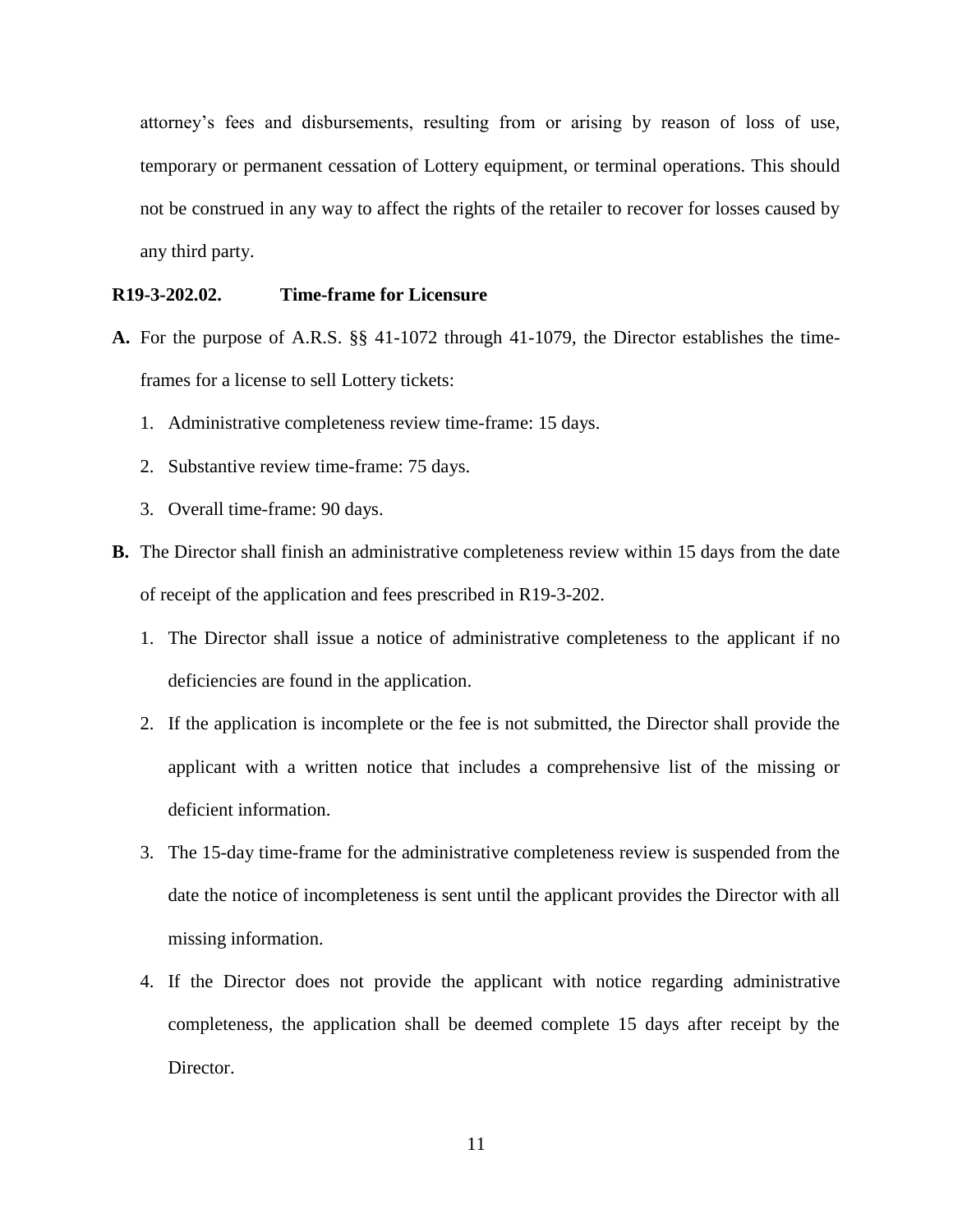attorney's fees and disbursements, resulting from or arising by reason of loss of use, temporary or permanent cessation of Lottery equipment, or terminal operations. This should not be construed in any way to affect the rights of the retailer to recover for losses caused by any third party.

**R19-3-202.02. Time-frame for Licensure**

**A.** For the purpose of A.R.S. §§ 41-1072 through 41-1079, the Director establishes the time-frames for a license to sell Lottery tickets:

1. Administrative completeness review time-frame: 15 days.
2. Substantive review time-frame: 75 days.
3. Overall time-frame: 90 days.

**B.** The Director shall finish an administrative completeness review within 15 days from the date of receipt of the application and fees prescribed in R19-3-202.

1. The Director shall issue a notice of administrative completeness to the applicant if no deficiencies are found in the application.
2. If the application is incomplete or the fee is not submitted, the Director shall provide the applicant with a written notice that includes a comprehensive list of the missing or deficient information.
3. The 15-day time-frame for the administrative completeness review is suspended from the date the notice of incompleteness is sent until the applicant provides the Director with all missing information.
4. If the Director does not provide the applicant with notice regarding administrative completeness, the application shall be deemed complete 15 days after receipt by the Director.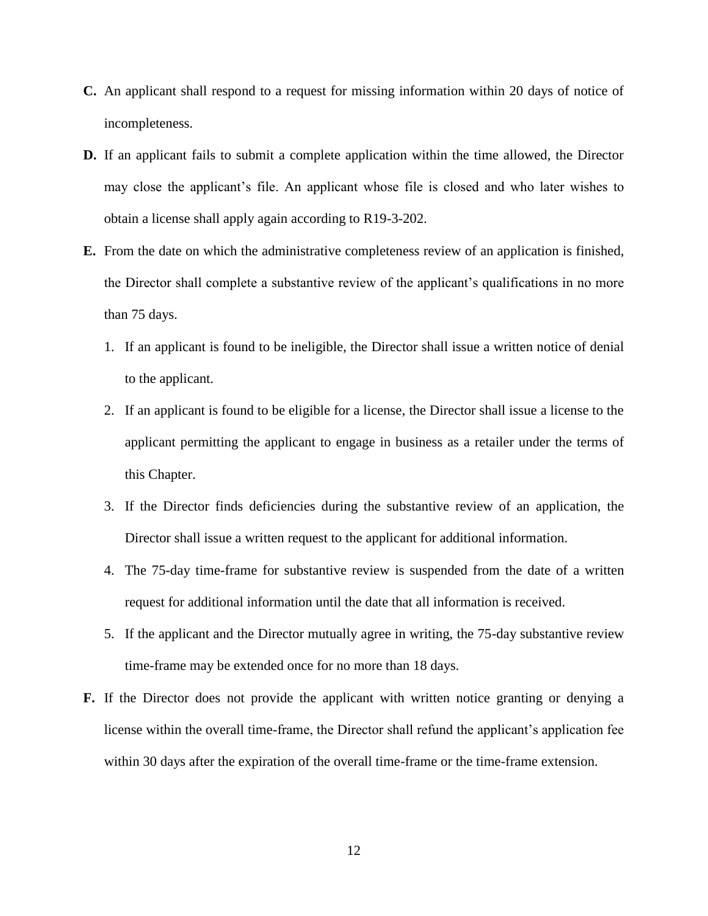**C.** An applicant shall respond to a request for missing information within 20 days of notice of incompleteness.

**D.** If an applicant fails to submit a complete application within the time allowed, the Director may close the applicant's file. An applicant whose file is closed and who later wishes to obtain a license shall apply again according to R19-3-202.

**E.** From the date on which the administrative completeness review of an application is finished, the Director shall complete a substantive review of the applicant's qualifications in no more than 75 days.

1. If an applicant is found to be ineligible, the Director shall issue a written notice of denial to the applicant.
2. If an applicant is found to be eligible for a license, the Director shall issue a license to the applicant permitting the applicant to engage in business as a retailer under the terms of this Chapter.
3. If the Director finds deficiencies during the substantive review of an application, the Director shall issue a written request to the applicant for additional information.
4. The 75-day time-frame for substantive review is suspended from the date of a written request for additional information until the date that all information is received.
5. If the applicant and the Director mutually agree in writing, the 75-day substantive review time-frame may be extended once for no more than 18 days.

**F.** If the Director does not provide the applicant with written notice granting or denying a license within the overall time-frame, the Director shall refund the applicant's application fee within 30 days after the expiration of the overall time-frame or the time-frame extension.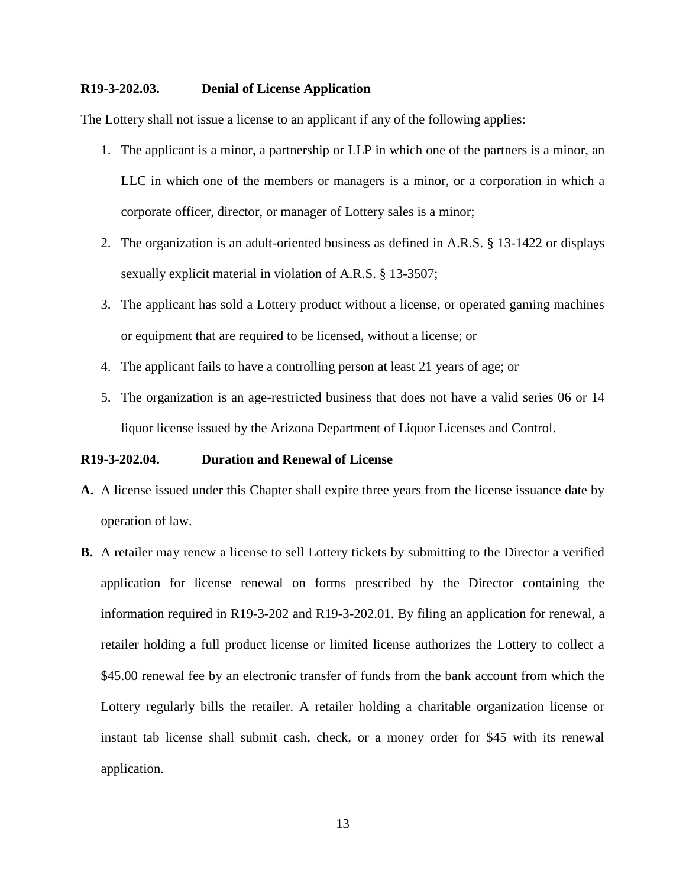**R19-3-202.03. Denial of License Application**

The Lottery shall not issue a license to an applicant if any of the following applies:

1. The applicant is a minor, a partnership or LLP in which one of the partners is a minor, an LLC in which one of the members or managers is a minor, or a corporation in which a corporate officer, director, or manager of Lottery sales is a minor;
2. The organization is an adult-oriented business as defined in A.R.S. § 13-1422 or displays sexually explicit material in violation of A.R.S. § 13-3507;
3. The applicant has sold a Lottery product without a license, or operated gaming machines or equipment that are required to be licensed, without a license; or
4. The applicant fails to have a controlling person at least 21 years of age; or
5. The organization is an age-restricted business that does not have a valid series 06 or 14 liquor license issued by the Arizona Department of Liquor Licenses and Control.

**R19-3-202.04. Duration and Renewal of License**

**A.** A license issued under this Chapter shall expire three years from the license issuance date by operation of law.

**B.** A retailer may renew a license to sell Lottery tickets by submitting to the Director a verified application for license renewal on forms prescribed by the Director containing the information required in R19-3-202 and R19-3-202.01. By filing an application for renewal, a retailer holding a full product license or limited license authorizes the Lottery to collect a $45.00 renewal fee by an electronic transfer of funds from the bank account from which the Lottery regularly bills the retailer. A retailer holding a charitable organization license or instant tab license shall submit cash, check, or a money order for $45 with its renewal application.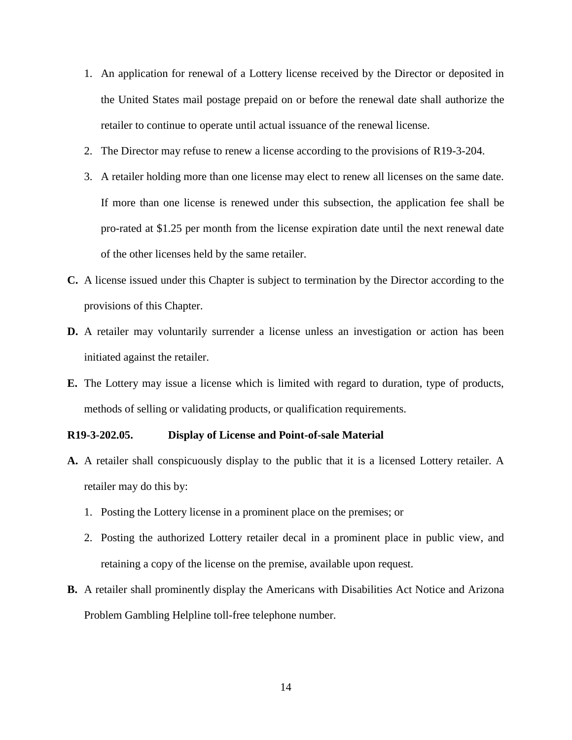1. An application for renewal of a Lottery license received by the Director or deposited in the United States mail postage prepaid on or before the renewal date shall authorize the retailer to continue to operate until actual issuance of the renewal license.
2. The Director may refuse to renew a license according to the provisions of R19-3-204.
3. A retailer holding more than one license may elect to renew all licenses on the same date. If more than one license is renewed under this subsection, the application fee shall be pro-rated at $1.25 per month from the license expiration date until the next renewal date of the other licenses held by the same retailer.

**C.** A license issued under this Chapter is subject to termination by the Director according to the provisions of this Chapter.

**D.** A retailer may voluntarily surrender a license unless an investigation or action has been initiated against the retailer.

**E.** The Lottery may issue a license which is limited with regard to duration, type of products, methods of selling or validating products, or qualification requirements.

**R19-3-202.05. Display of License and Point-of-sale Material**

**A.** A retailer shall conspicuously display to the public that it is a licensed Lottery retailer. A retailer may do this by:

1. Posting the Lottery license in a prominent place on the premises; or
2. Posting the authorized Lottery retailer decal in a prominent place in public view, and retaining a copy of the license on the premise, available upon request.

**B.** A retailer shall prominently display the Americans with Disabilities Act Notice and Arizona Problem Gambling Helpline toll-free telephone number.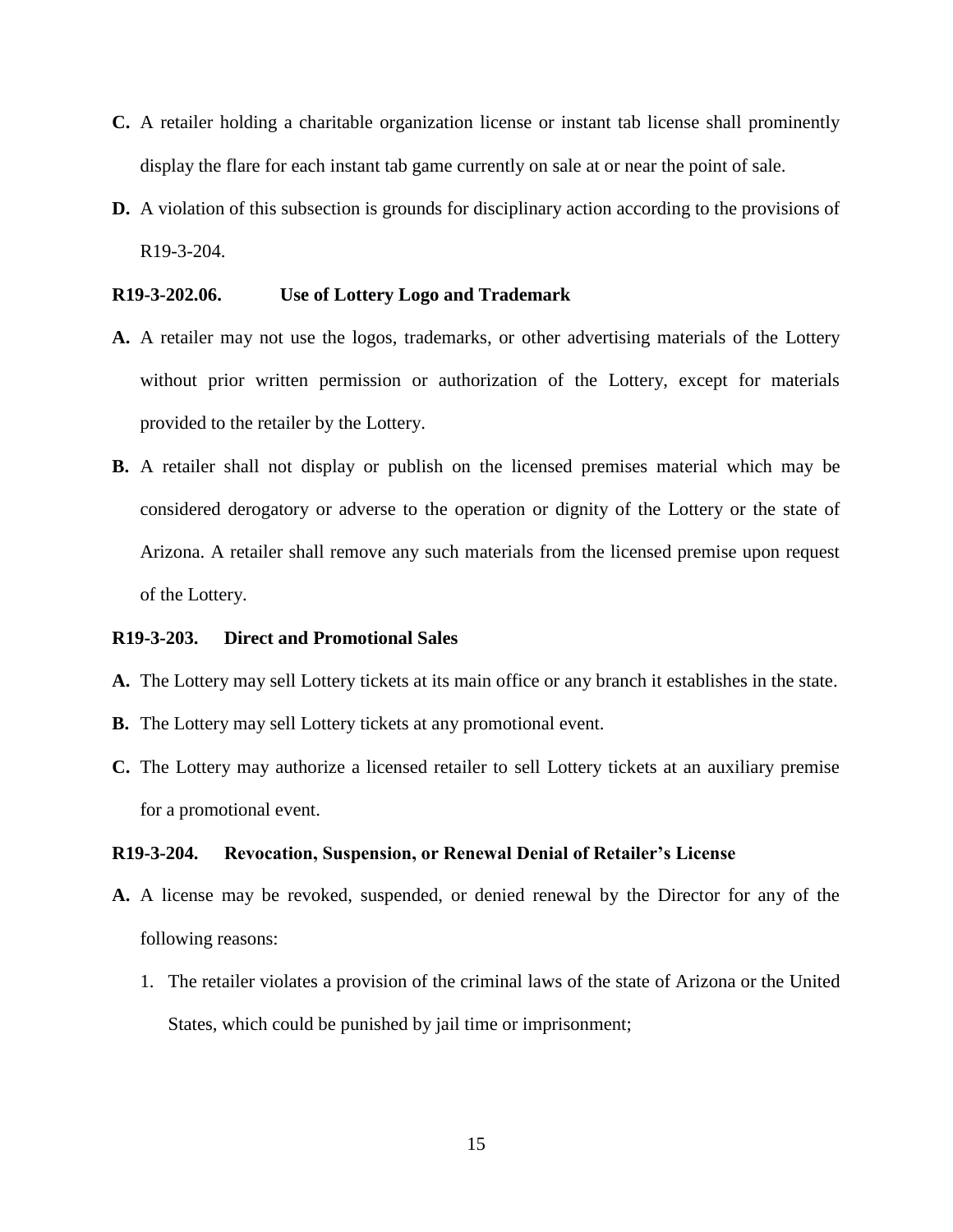**C.** A retailer holding a charitable organization license or instant tab license shall prominently display the flare for each instant tab game currently on sale at or near the point of sale.

**D.** A violation of this subsection is grounds for disciplinary action according to the provisions of R19-3-204.

### R19-3-202.06. Use of Lottery Logo and Trademark

**A.** A retailer may not use the logos, trademarks, or other advertising materials of the Lottery without prior written permission or authorization of the Lottery, except for materials provided to the retailer by the Lottery.

**B.** A retailer shall not display or publish on the licensed premises material which may be considered derogatory or adverse to the operation or dignity of the Lottery or the state of Arizona. A retailer shall remove any such materials from the licensed premise upon request of the Lottery.

### R19-3-203. Direct and Promotional Sales

**A.** The Lottery may sell Lottery tickets at its main office or any branch it establishes in the state.

**B.** The Lottery may sell Lottery tickets at any promotional event.

**C.** The Lottery may authorize a licensed retailer to sell Lottery tickets at an auxiliary premise for a promotional event.

### R19-3-204. Revocation, Suspension, or Renewal Denial of Retailer's License

**A.** A license may be revoked, suspended, or denied renewal by the Director for any of the following reasons:

1. The retailer violates a provision of the criminal laws of the state of Arizona or the United States, which could be punished by jail time or imprisonment;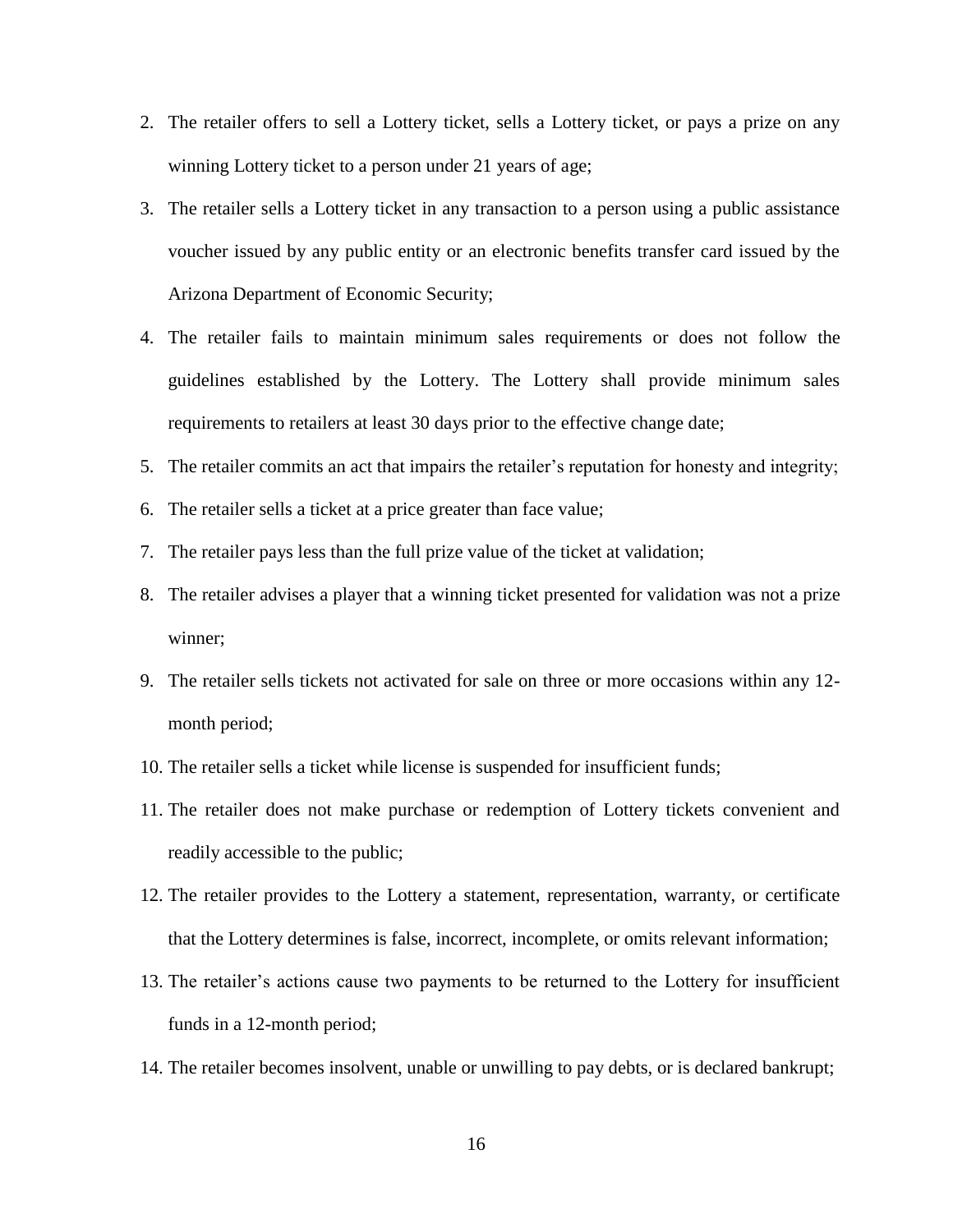2. The retailer offers to sell a Lottery ticket, sells a Lottery ticket, or pays a prize on any winning Lottery ticket to a person under 21 years of age;
3. The retailer sells a Lottery ticket in any transaction to a person using a public assistance voucher issued by any public entity or an electronic benefits transfer card issued by the Arizona Department of Economic Security;
4. The retailer fails to maintain minimum sales requirements or does not follow the guidelines established by the Lottery. The Lottery shall provide minimum sales requirements to retailers at least 30 days prior to the effective change date;
5. The retailer commits an act that impairs the retailer's reputation for honesty and integrity;
6. The retailer sells a ticket at a price greater than face value;
7. The retailer pays less than the full prize value of the ticket at validation;
8. The retailer advises a player that a winning ticket presented for validation was not a prize winner;
9. The retailer sells tickets not activated for sale on three or more occasions within any 12-month period;
10. The retailer sells a ticket while license is suspended for insufficient funds;
11. The retailer does not make purchase or redemption of Lottery tickets convenient and readily accessible to the public;
12. The retailer provides to the Lottery a statement, representation, warranty, or certificate that the Lottery determines is false, incorrect, incomplete, or omits relevant information;
13. The retailer's actions cause two payments to be returned to the Lottery for insufficient funds in a 12-month period;
14. The retailer becomes insolvent, unable or unwilling to pay debts, or is declared bankrupt;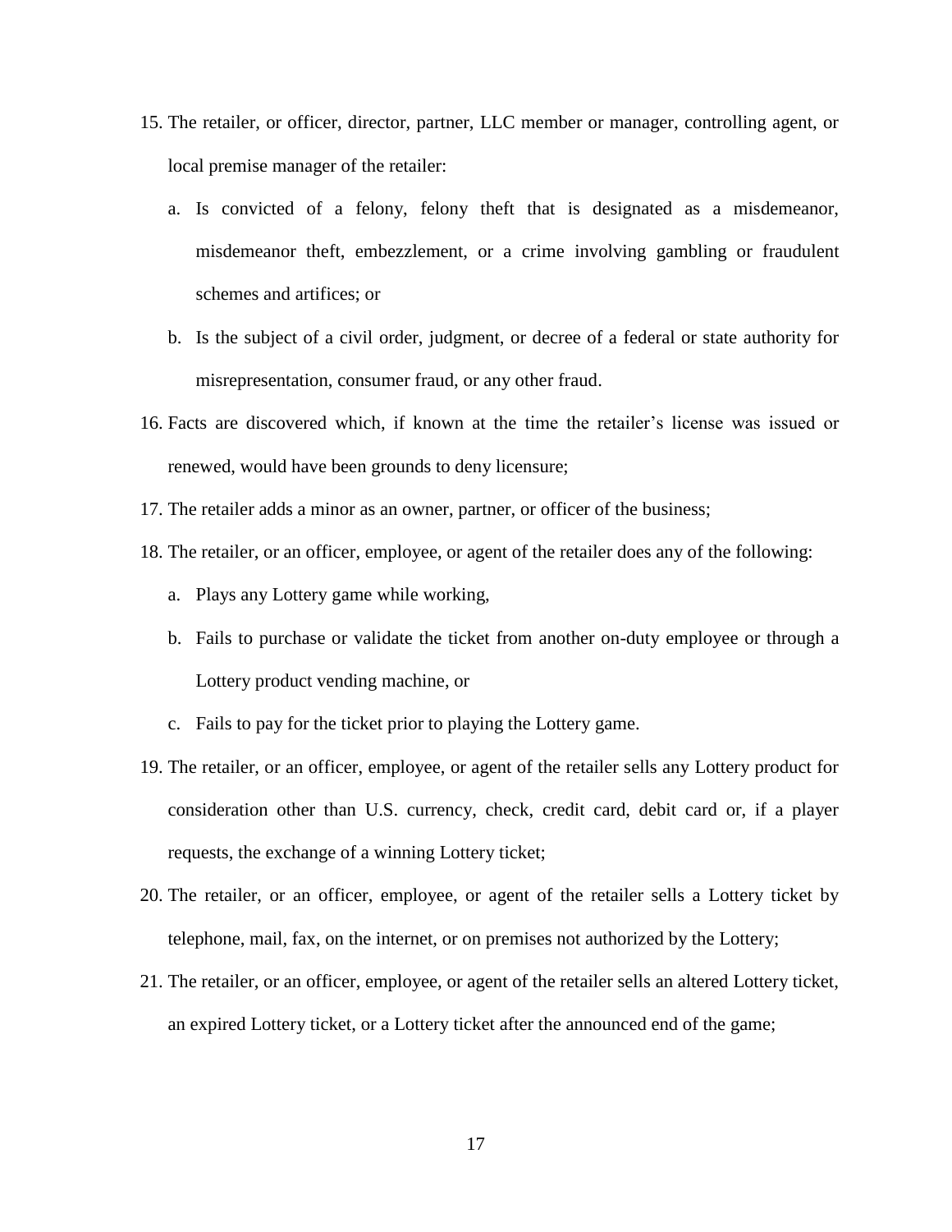15. The retailer, or officer, director, partner, LLC member or manager, controlling agent, or local premise manager of the retailer:
    a. Is convicted of a felony, felony theft that is designated as a misdemeanor, misdemeanor theft, embezzlement, or a crime involving gambling or fraudulent schemes and artifices; or
    b. Is the subject of a civil order, judgment, or decree of a federal or state authority for misrepresentation, consumer fraud, or any other fraud.
16. Facts are discovered which, if known at the time the retailer's license was issued or renewed, would have been grounds to deny licensure;
17. The retailer adds a minor as an owner, partner, or officer of the business;
18. The retailer, or an officer, employee, or agent of the retailer does any of the following:
    a. Plays any Lottery game while working,
    b. Fails to purchase or validate the ticket from another on-duty employee or through a Lottery product vending machine, or
    c. Fails to pay for the ticket prior to playing the Lottery game.
19. The retailer, or an officer, employee, or agent of the retailer sells any Lottery product for consideration other than U.S. currency, check, credit card, debit card or, if a player requests, the exchange of a winning Lottery ticket;
20. The retailer, or an officer, employee, or agent of the retailer sells a Lottery ticket by telephone, mail, fax, on the internet, or on premises not authorized by the Lottery;
21. The retailer, or an officer, employee, or agent of the retailer sells an altered Lottery ticket, an expired Lottery ticket, or a Lottery ticket after the announced end of the game;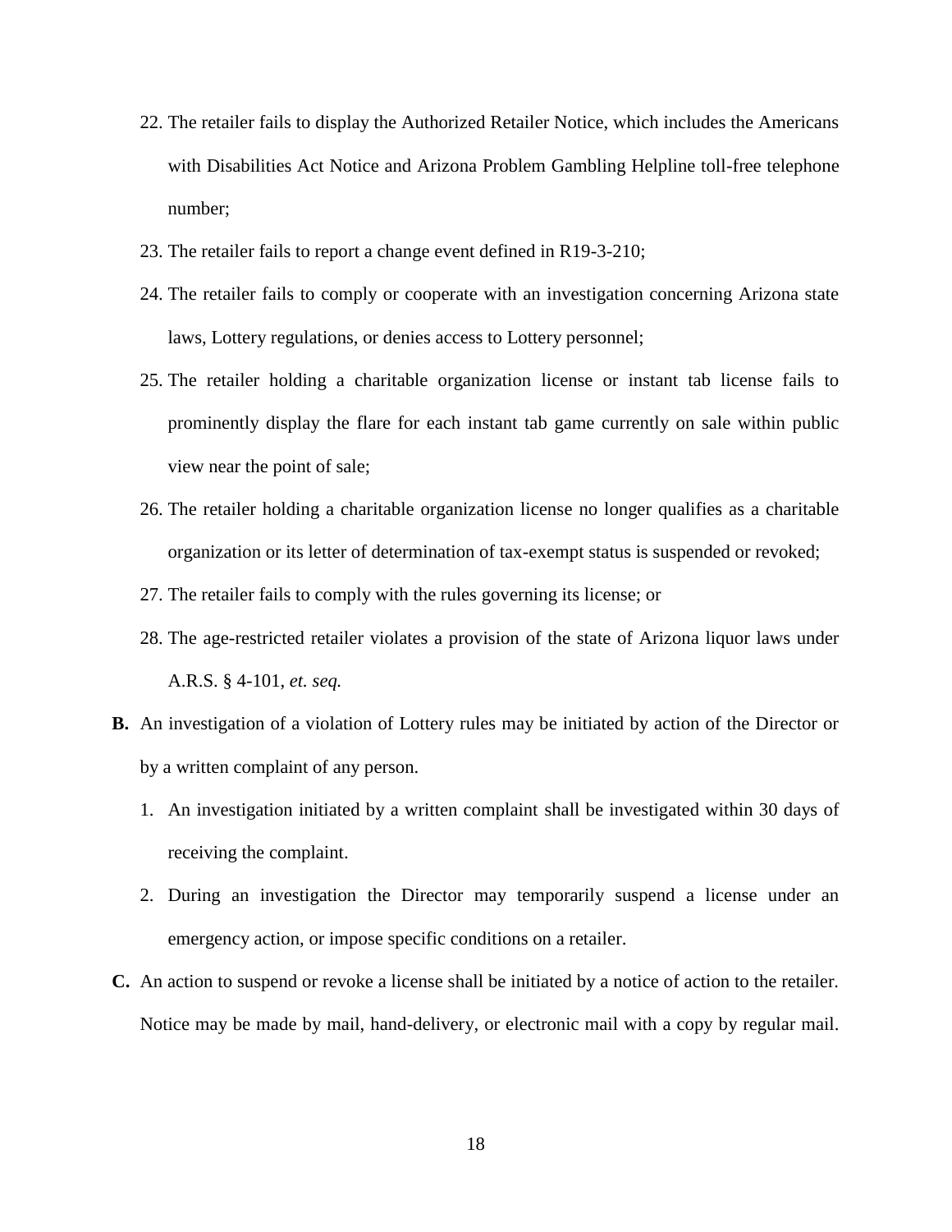22. The retailer fails to display the Authorized Retailer Notice, which includes the Americans with Disabilities Act Notice and Arizona Problem Gambling Helpline toll-free telephone number;
23. The retailer fails to report a change event defined in R19-3-210;
24. The retailer fails to comply or cooperate with an investigation concerning Arizona state laws, Lottery regulations, or denies access to Lottery personnel;
25. The retailer holding a charitable organization license or instant tab license fails to prominently display the flare for each instant tab game currently on sale within public view near the point of sale;
26. The retailer holding a charitable organization license no longer qualifies as a charitable organization or its letter of determination of tax-exempt status is suspended or revoked;
27. The retailer fails to comply with the rules governing its license; or
28. The age-restricted retailer violates a provision of the state of Arizona liquor laws under A.R.S. § 4-101, *et. seq.*

**B.** An investigation of a violation of Lottery rules may be initiated by action of the Director or by a written complaint of any person.

1. An investigation initiated by a written complaint shall be investigated within 30 days of receiving the complaint.
2. During an investigation the Director may temporarily suspend a license under an emergency action, or impose specific conditions on a retailer.

**C.** An action to suspend or revoke a license shall be initiated by a notice of action to the retailer. Notice may be made by mail, hand-delivery, or electronic mail with a copy by regular mail.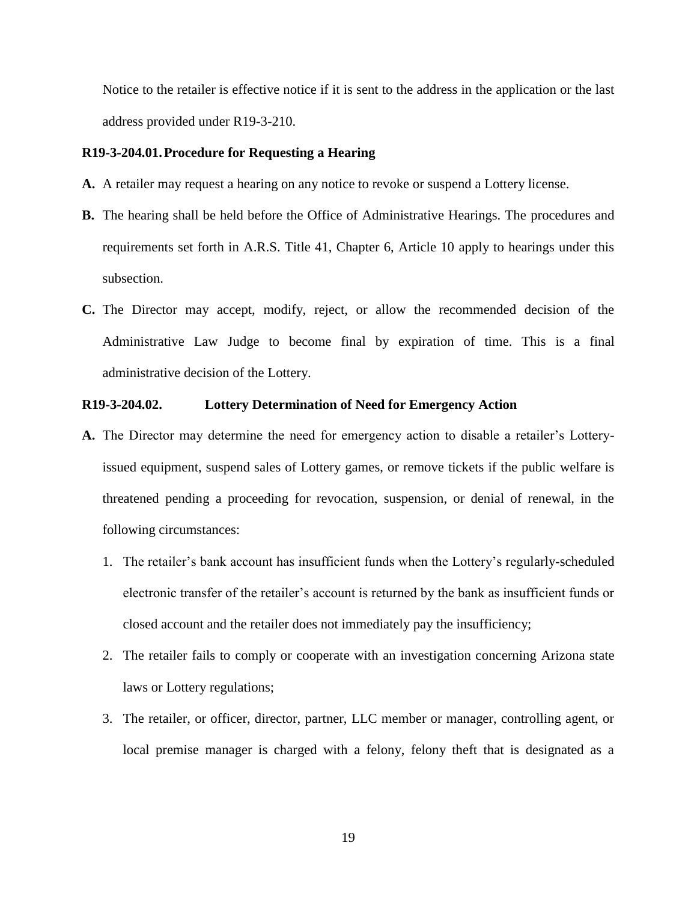Notice to the retailer is effective notice if it is sent to the address in the application or the last address provided under R19-3-210.

**R19-3-204.01. Procedure for Requesting a Hearing**

**A.** A retailer may request a hearing on any notice to revoke or suspend a Lottery license.

**B.** The hearing shall be held before the Office of Administrative Hearings. The procedures and requirements set forth in A.R.S. Title 41, Chapter 6, Article 10 apply to hearings under this subsection.

**C.** The Director may accept, modify, reject, or allow the recommended decision of the Administrative Law Judge to become final by expiration of time. This is a final administrative decision of the Lottery.

**R19-3-204.02. Lottery Determination of Need for Emergency Action**

**A.** The Director may determine the need for emergency action to disable a retailer's Lottery-issued equipment, suspend sales of Lottery games, or remove tickets if the public welfare is threatened pending a proceeding for revocation, suspension, or denial of renewal, in the following circumstances:

1. The retailer's bank account has insufficient funds when the Lottery's regularly-scheduled electronic transfer of the retailer's account is returned by the bank as insufficient funds or closed account and the retailer does not immediately pay the insufficiency;
2. The retailer fails to comply or cooperate with an investigation concerning Arizona state laws or Lottery regulations;
3. The retailer, or officer, director, partner, LLC member or manager, controlling agent, or local premise manager is charged with a felony, felony theft that is designated as a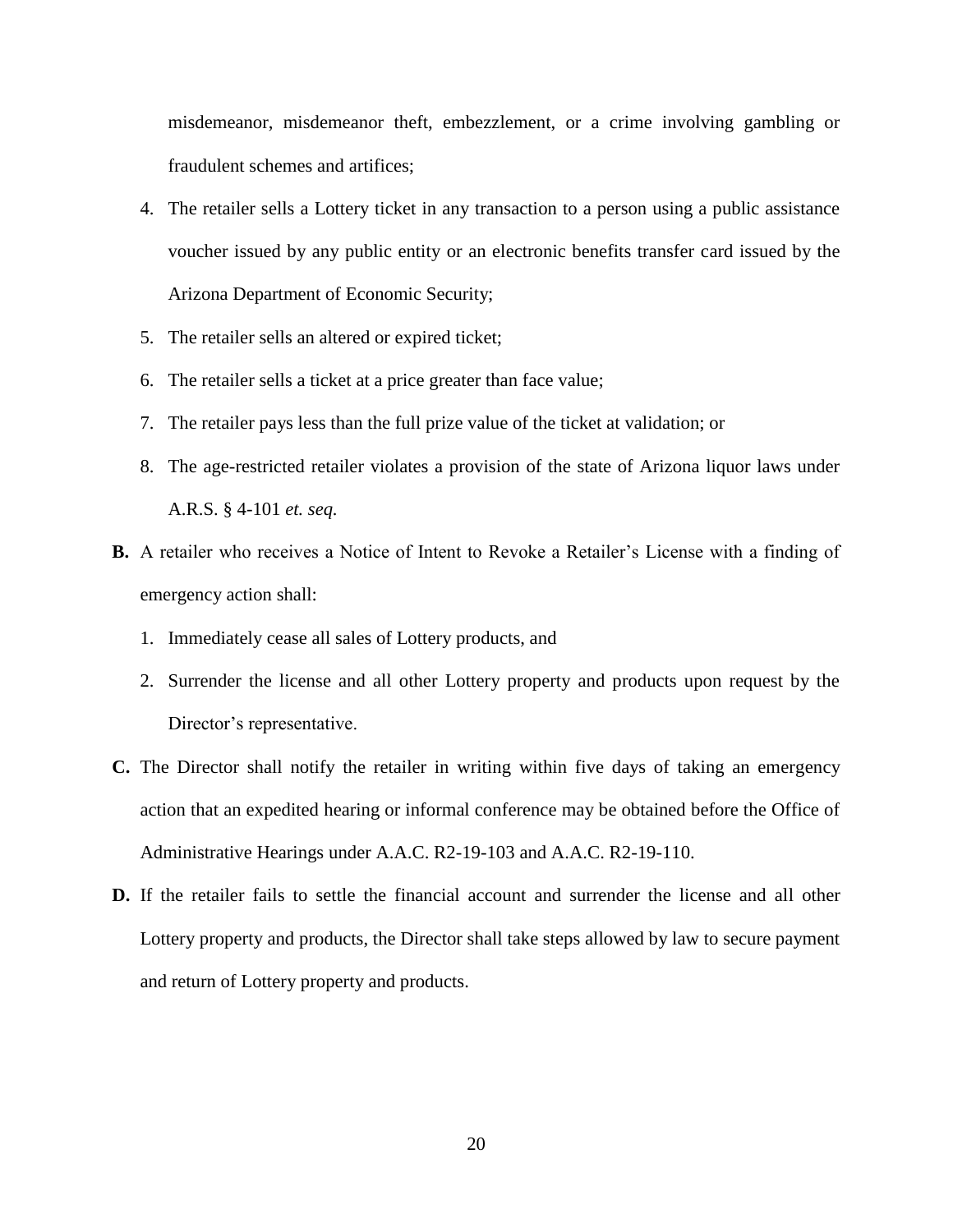misdemeanor, misdemeanor theft, embezzlement, or a crime involving gambling or fraudulent schemes and artifices;

4. The retailer sells a Lottery ticket in any transaction to a person using a public assistance voucher issued by any public entity or an electronic benefits transfer card issued by the Arizona Department of Economic Security;
5. The retailer sells an altered or expired ticket;
6. The retailer sells a ticket at a price greater than face value;
7. The retailer pays less than the full prize value of the ticket at validation; or
8. The age-restricted retailer violates a provision of the state of Arizona liquor laws under A.R.S. § 4-101 *et. seq.*

**B.** A retailer who receives a Notice of Intent to Revoke a Retailer's License with a finding of emergency action shall:

1. Immediately cease all sales of Lottery products, and
2. Surrender the license and all other Lottery property and products upon request by the Director's representative.

**C.** The Director shall notify the retailer in writing within five days of taking an emergency action that an expedited hearing or informal conference may be obtained before the Office of Administrative Hearings under A.A.C. R2-19-103 and A.A.C. R2-19-110.

**D.** If the retailer fails to settle the financial account and surrender the license and all other Lottery property and products, the Director shall take steps allowed by law to secure payment and return of Lottery property and products.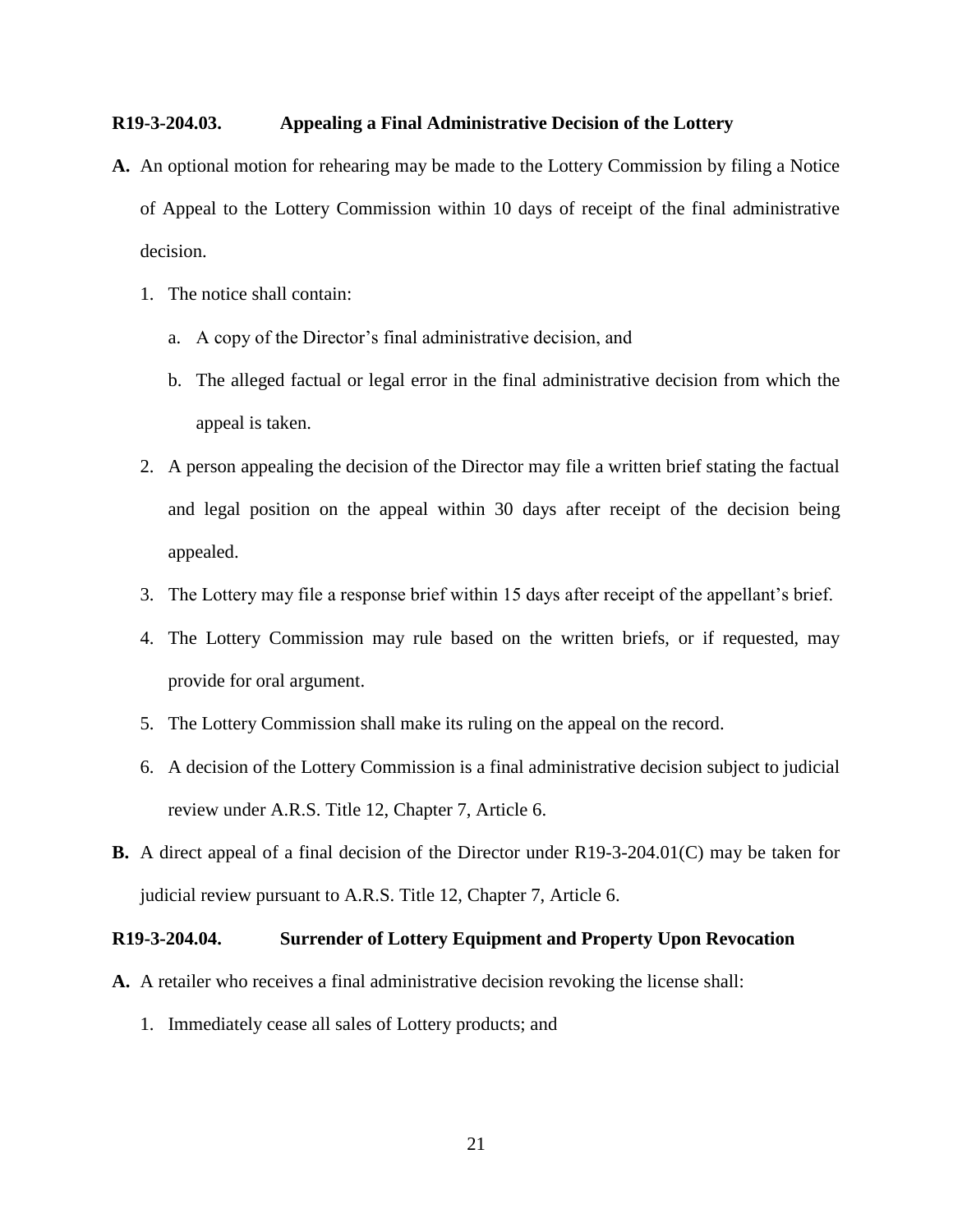**R19-3-204.03. Appealing a Final Administrative Decision of the Lottery**

**A.** An optional motion for rehearing may be made to the Lottery Commission by filing a Notice of Appeal to the Lottery Commission within 10 days of receipt of the final administrative decision.

1. The notice shall contain:
   a. A copy of the Director's final administrative decision, and
   b. The alleged factual or legal error in the final administrative decision from which the appeal is taken.
2. A person appealing the decision of the Director may file a written brief stating the factual and legal position on the appeal within 30 days after receipt of the decision being appealed.
3. The Lottery may file a response brief within 15 days after receipt of the appellant's brief.
4. The Lottery Commission may rule based on the written briefs, or if requested, may provide for oral argument.
5. The Lottery Commission shall make its ruling on the appeal on the record.
6. A decision of the Lottery Commission is a final administrative decision subject to judicial review under A.R.S. Title 12, Chapter 7, Article 6.

**B.** A direct appeal of a final decision of the Director under R19-3-204.01(C) may be taken for judicial review pursuant to A.R.S. Title 12, Chapter 7, Article 6.

**R19-3-204.04. Surrender of Lottery Equipment and Property Upon Revocation**

**A.** A retailer who receives a final administrative decision revoking the license shall:

1. Immediately cease all sales of Lottery products; and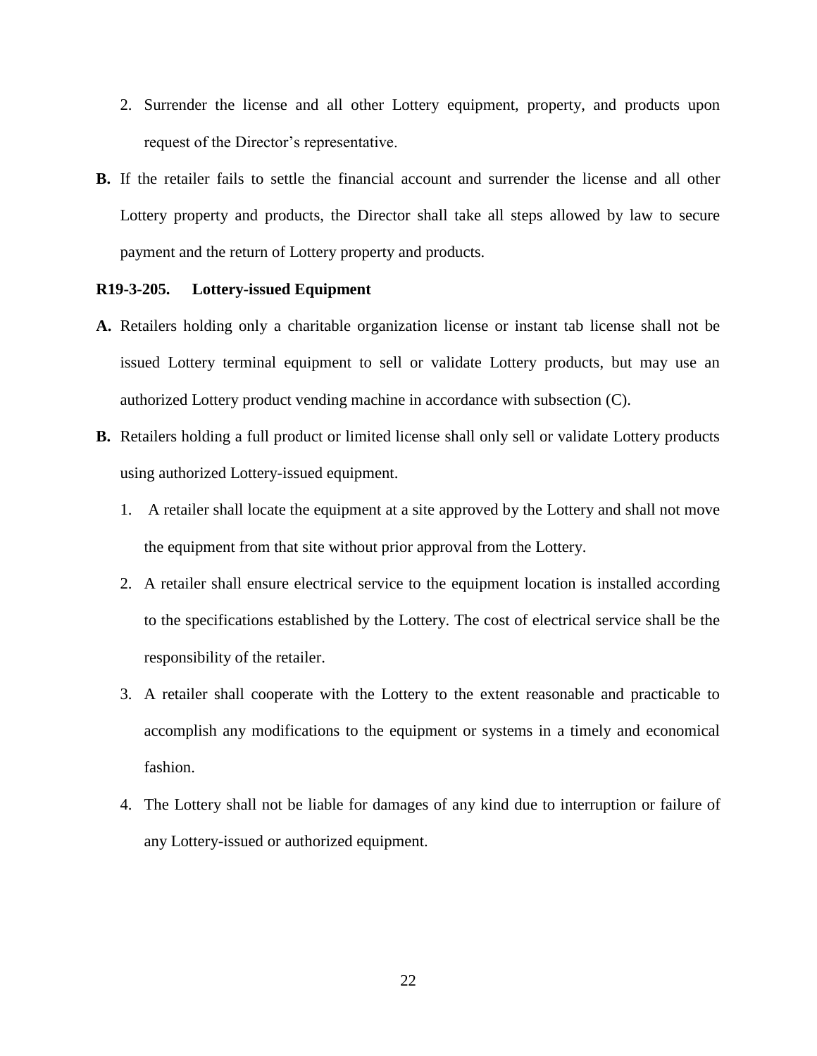2. Surrender the license and all other Lottery equipment, property, and products upon request of the Director's representative.

**B.** If the retailer fails to settle the financial account and surrender the license and all other Lottery property and products, the Director shall take all steps allowed by law to secure payment and the return of Lottery property and products.

**R19-3-205. Lottery-issued Equipment**

**A.** Retailers holding only a charitable organization license or instant tab license shall not be issued Lottery terminal equipment to sell or validate Lottery products, but may use an authorized Lottery product vending machine in accordance with subsection (C).

**B.** Retailers holding a full product or limited license shall only sell or validate Lottery products using authorized Lottery-issued equipment.

1. A retailer shall locate the equipment at a site approved by the Lottery and shall not move the equipment from that site without prior approval from the Lottery.
2. A retailer shall ensure electrical service to the equipment location is installed according to the specifications established by the Lottery. The cost of electrical service shall be the responsibility of the retailer.
3. A retailer shall cooperate with the Lottery to the extent reasonable and practicable to accomplish any modifications to the equipment or systems in a timely and economical fashion.
4. The Lottery shall not be liable for damages of any kind due to interruption or failure of any Lottery-issued or authorized equipment.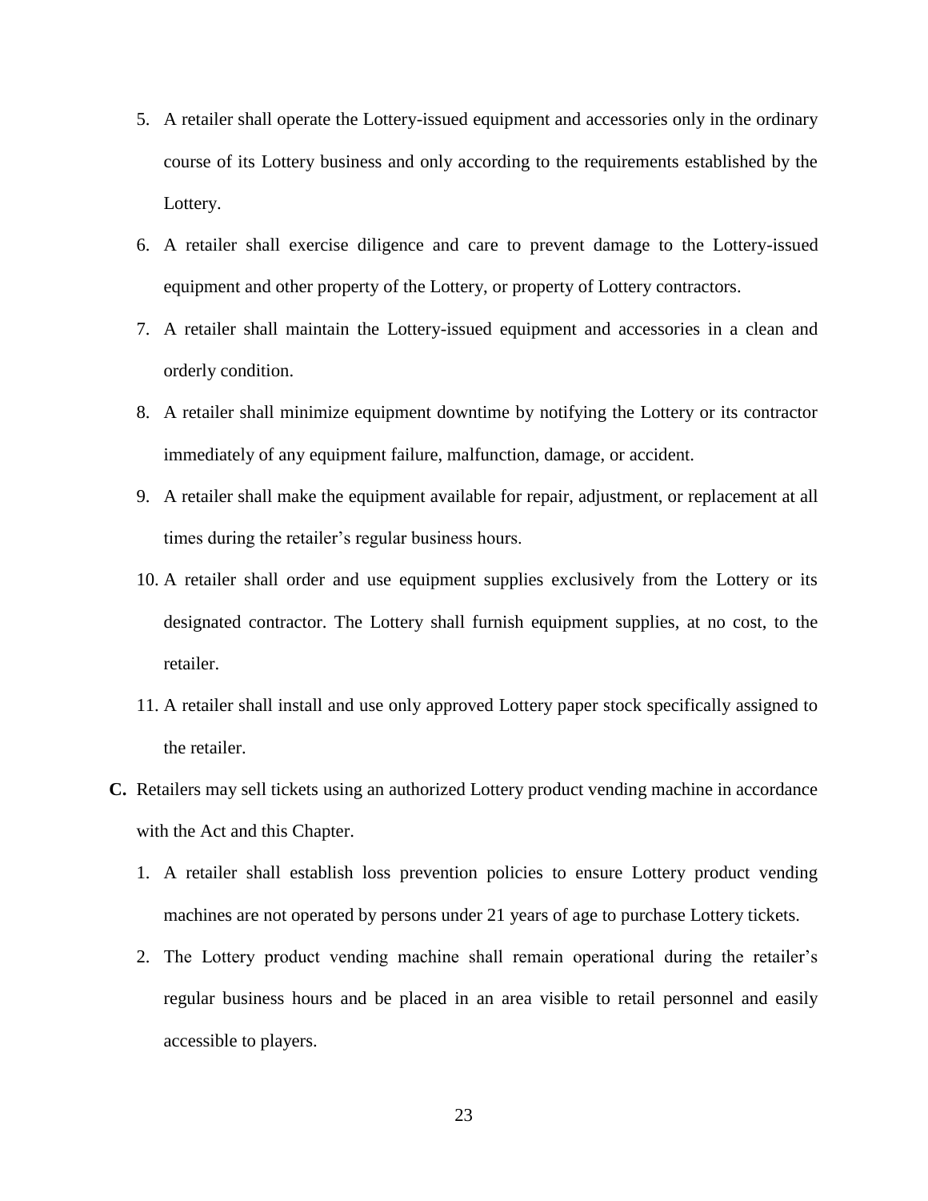5. A retailer shall operate the Lottery-issued equipment and accessories only in the ordinary course of its Lottery business and only according to the requirements established by the Lottery.
6. A retailer shall exercise diligence and care to prevent damage to the Lottery-issued equipment and other property of the Lottery, or property of Lottery contractors.
7. A retailer shall maintain the Lottery-issued equipment and accessories in a clean and orderly condition.
8. A retailer shall minimize equipment downtime by notifying the Lottery or its contractor immediately of any equipment failure, malfunction, damage, or accident.
9. A retailer shall make the equipment available for repair, adjustment, or replacement at all times during the retailer's regular business hours.
10. A retailer shall order and use equipment supplies exclusively from the Lottery or its designated contractor. The Lottery shall furnish equipment supplies, at no cost, to the retailer.
11. A retailer shall install and use only approved Lottery paper stock specifically assigned to the retailer.

**C.** Retailers may sell tickets using an authorized Lottery product vending machine in accordance with the Act and this Chapter.

1. A retailer shall establish loss prevention policies to ensure Lottery product vending machines are not operated by persons under 21 years of age to purchase Lottery tickets.
2. The Lottery product vending machine shall remain operational during the retailer's regular business hours and be placed in an area visible to retail personnel and easily accessible to players.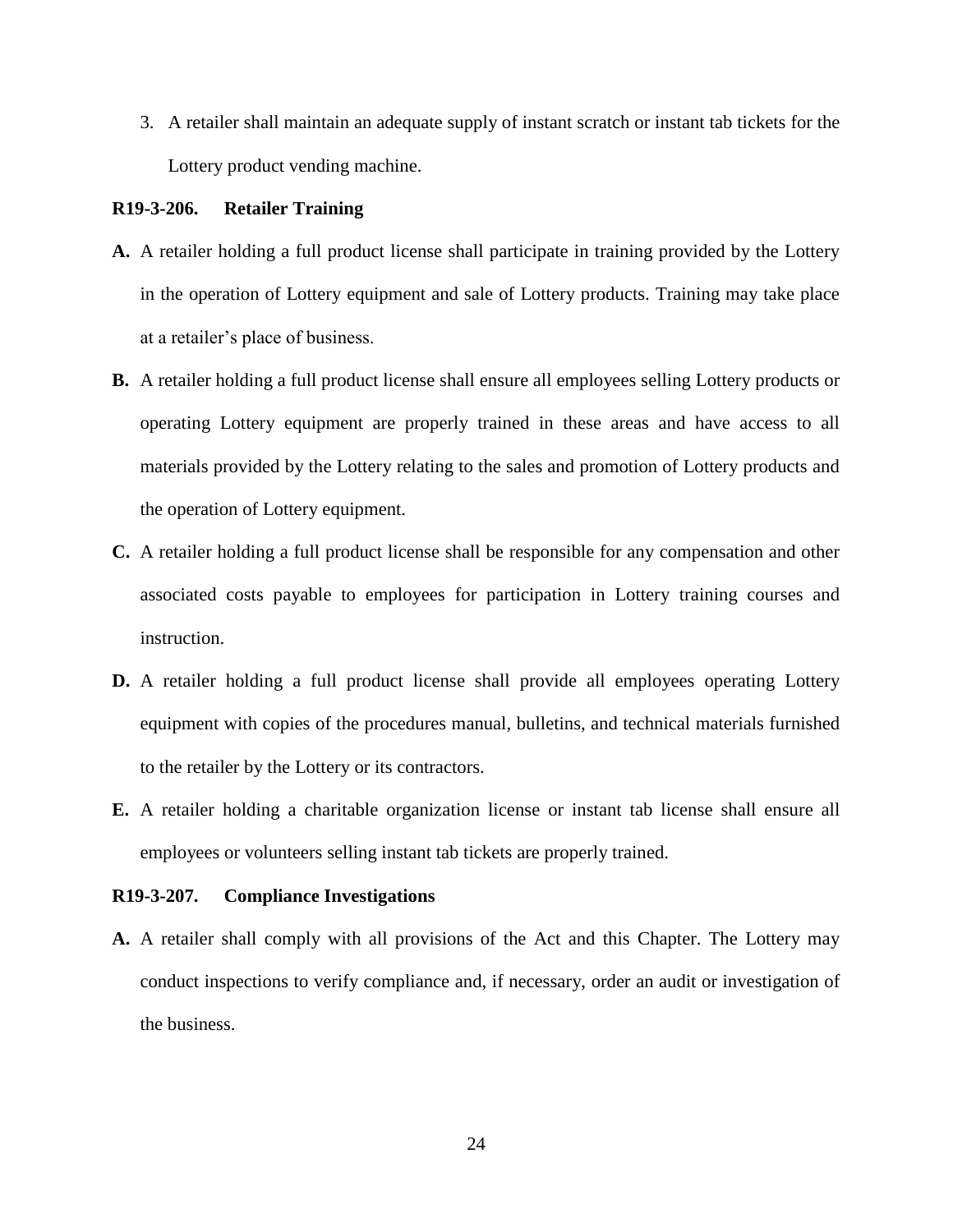3. A retailer shall maintain an adequate supply of instant scratch or instant tab tickets for the Lottery product vending machine.

**R19-3-206. Retailer Training**

**A.** A retailer holding a full product license shall participate in training provided by the Lottery in the operation of Lottery equipment and sale of Lottery products. Training may take place at a retailer's place of business.

**B.** A retailer holding a full product license shall ensure all employees selling Lottery products or operating Lottery equipment are properly trained in these areas and have access to all materials provided by the Lottery relating to the sales and promotion of Lottery products and the operation of Lottery equipment.

**C.** A retailer holding a full product license shall be responsible for any compensation and other associated costs payable to employees for participation in Lottery training courses and instruction.

**D.** A retailer holding a full product license shall provide all employees operating Lottery equipment with copies of the procedures manual, bulletins, and technical materials furnished to the retailer by the Lottery or its contractors.

**E.** A retailer holding a charitable organization license or instant tab license shall ensure all employees or volunteers selling instant tab tickets are properly trained.

**R19-3-207. Compliance Investigations**

**A.** A retailer shall comply with all provisions of the Act and this Chapter. The Lottery may conduct inspections to verify compliance and, if necessary, order an audit or investigation of the business.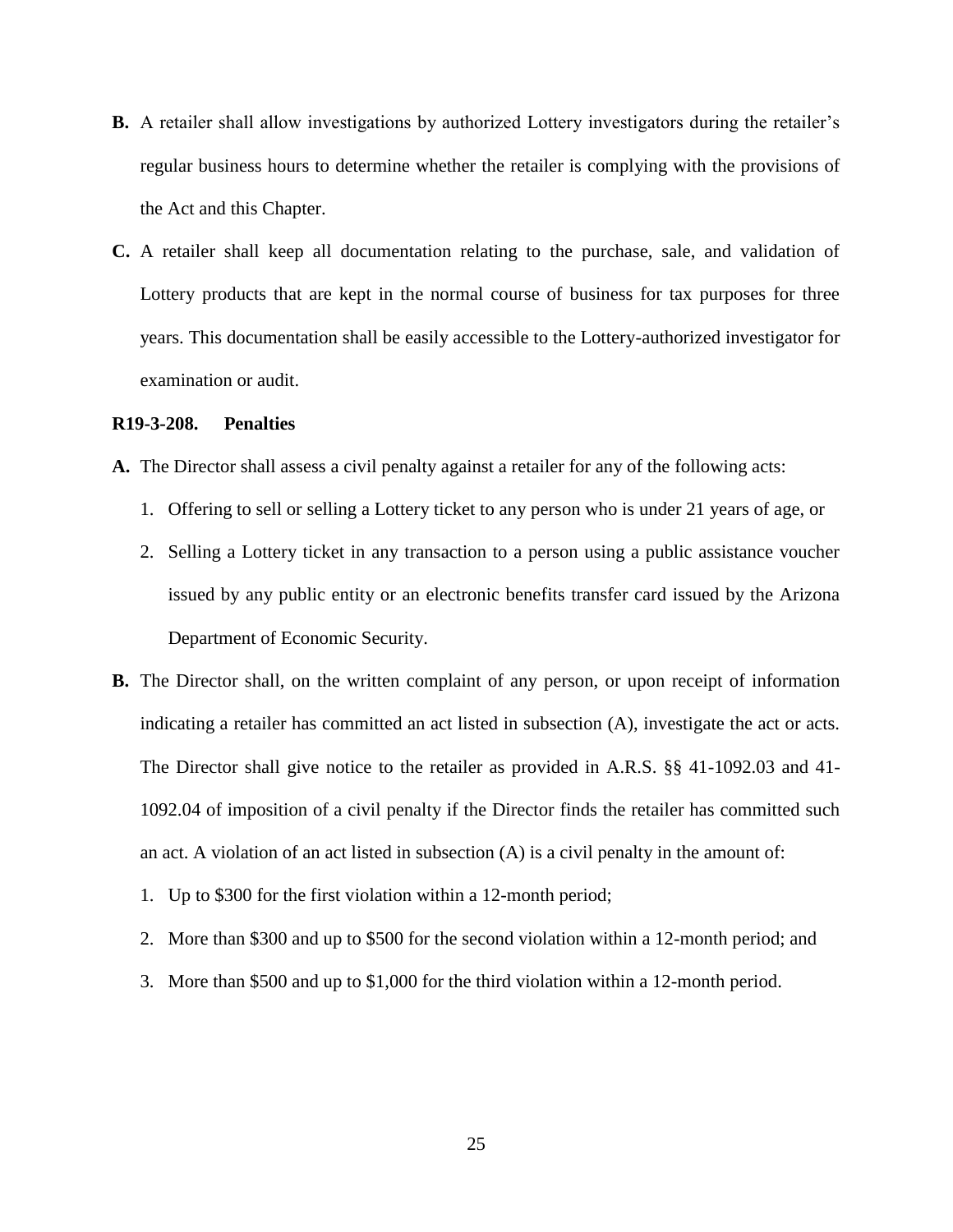**B.** A retailer shall allow investigations by authorized Lottery investigators during the retailer's regular business hours to determine whether the retailer is complying with the provisions of the Act and this Chapter.

**C.** A retailer shall keep all documentation relating to the purchase, sale, and validation of Lottery products that are kept in the normal course of business for tax purposes for three years. This documentation shall be easily accessible to the Lottery-authorized investigator for examination or audit.

**R19-3-208. Penalties**

**A.** The Director shall assess a civil penalty against a retailer for any of the following acts:

1. Offering to sell or selling a Lottery ticket to any person who is under 21 years of age, or
2. Selling a Lottery ticket in any transaction to a person using a public assistance voucher issued by any public entity or an electronic benefits transfer card issued by the Arizona Department of Economic Security.

**B.** The Director shall, on the written complaint of any person, or upon receipt of information indicating a retailer has committed an act listed in subsection (A), investigate the act or acts. The Director shall give notice to the retailer as provided in A.R.S. §§ 41-1092.03 and 41-1092.04 of imposition of a civil penalty if the Director finds the retailer has committed such an act. A violation of an act listed in subsection (A) is a civil penalty in the amount of:

1. Up to $300 for the first violation within a 12-month period;
2. More than $300 and up to $500 for the second violation within a 12-month period; and
3. More than $500 and up to $1,000 for the third violation within a 12-month period.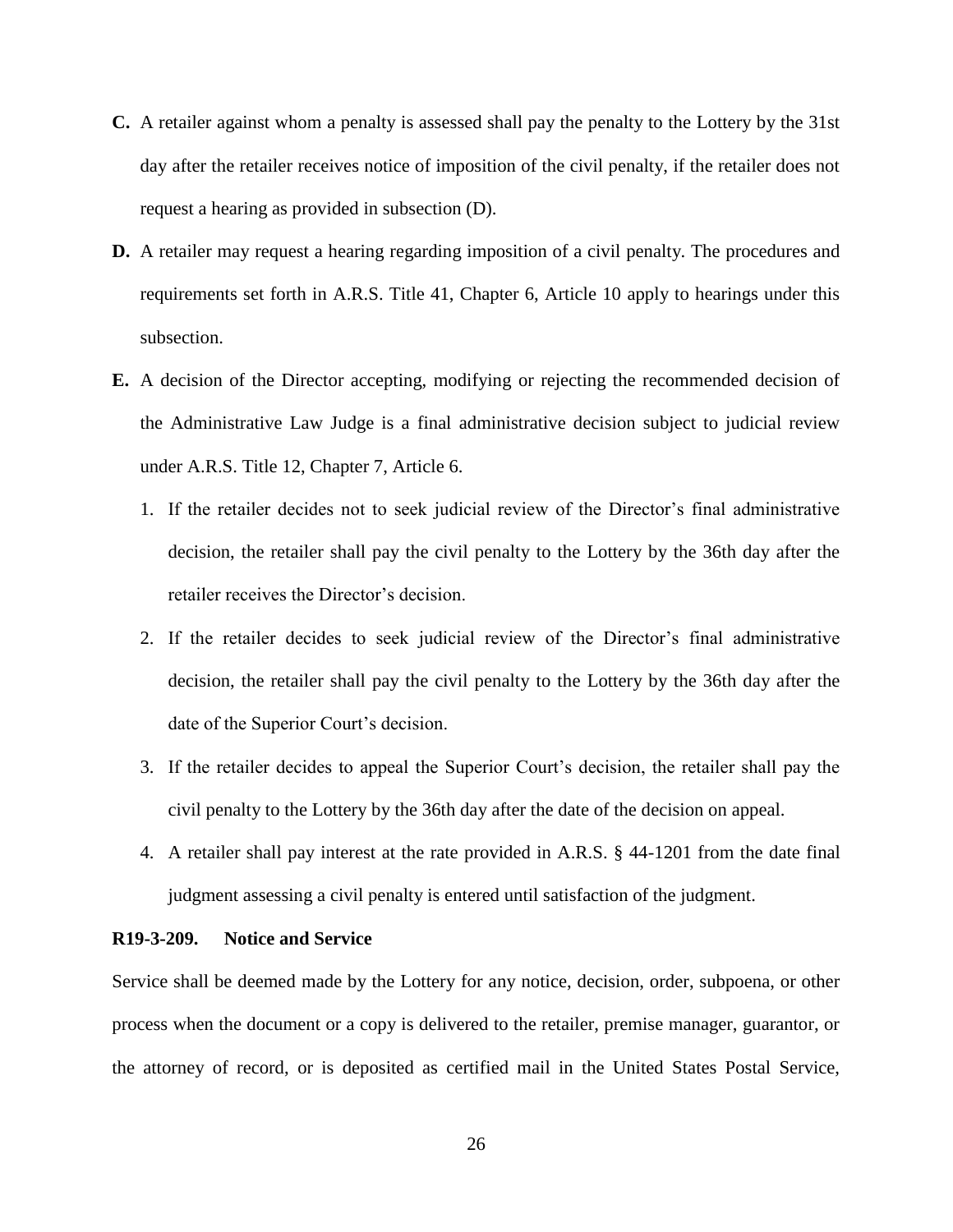**C.** A retailer against whom a penalty is assessed shall pay the penalty to the Lottery by the 31st day after the retailer receives notice of imposition of the civil penalty, if the retailer does not request a hearing as provided in subsection (D).

**D.** A retailer may request a hearing regarding imposition of a civil penalty. The procedures and requirements set forth in A.R.S. Title 41, Chapter 6, Article 10 apply to hearings under this subsection.

**E.** A decision of the Director accepting, modifying or rejecting the recommended decision of the Administrative Law Judge is a final administrative decision subject to judicial review under A.R.S. Title 12, Chapter 7, Article 6.

1. If the retailer decides not to seek judicial review of the Director's final administrative decision, the retailer shall pay the civil penalty to the Lottery by the 36th day after the retailer receives the Director's decision.
2. If the retailer decides to seek judicial review of the Director's final administrative decision, the retailer shall pay the civil penalty to the Lottery by the 36th day after the date of the Superior Court's decision.
3. If the retailer decides to appeal the Superior Court's decision, the retailer shall pay the civil penalty to the Lottery by the 36th day after the date of the decision on appeal.
4. A retailer shall pay interest at the rate provided in A.R.S. § 44-1201 from the date final judgment assessing a civil penalty is entered until satisfaction of the judgment.

**R19-3-209. Notice and Service**

Service shall be deemed made by the Lottery for any notice, decision, order, subpoena, or other process when the document or a copy is delivered to the retailer, premise manager, guarantor, or the attorney of record, or is deposited as certified mail in the United States Postal Service,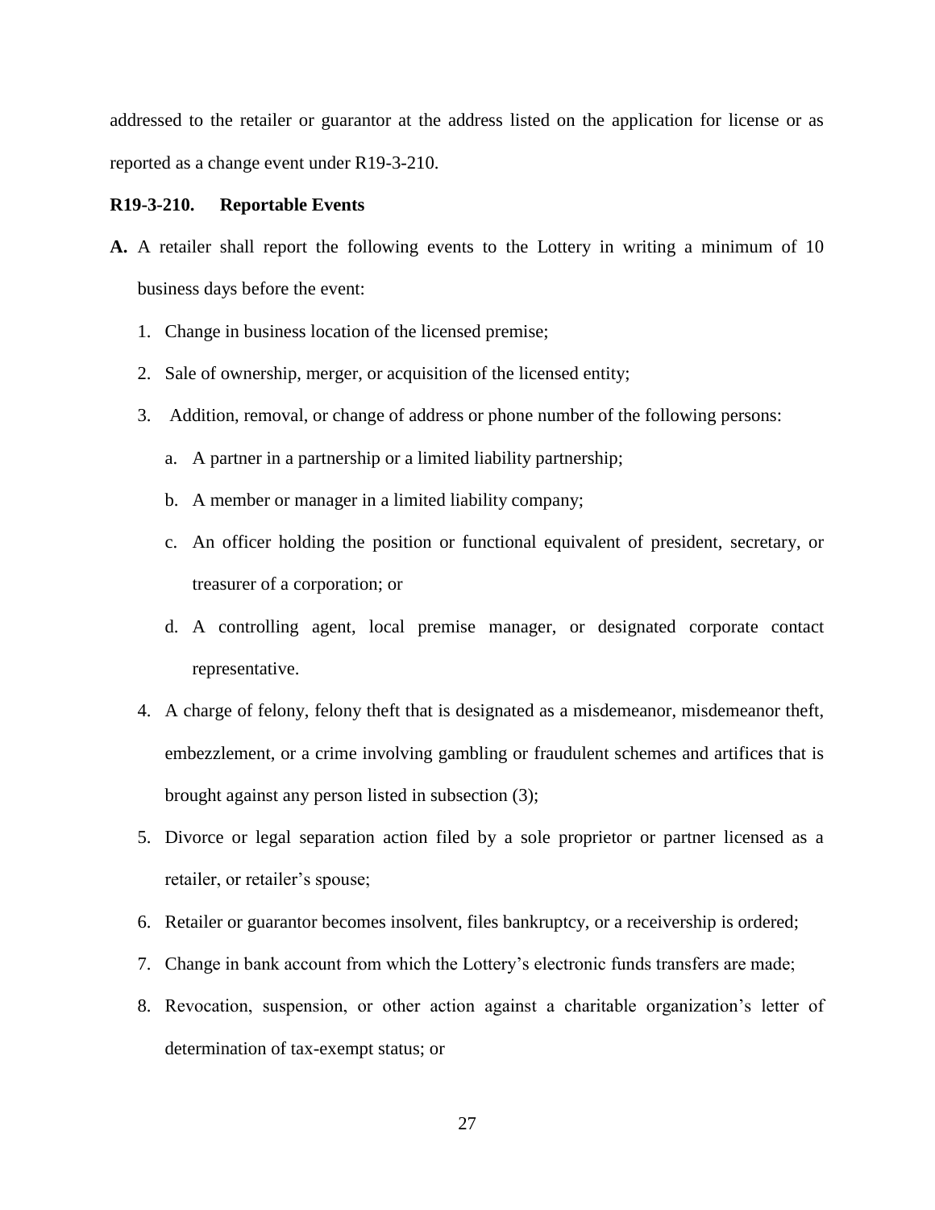addressed to the retailer or guarantor at the address listed on the application for license or as reported as a change event under R19-3-210.

**R19-3-210. Reportable Events**

**A.** A retailer shall report the following events to the Lottery in writing a minimum of 10 business days before the event:

1. Change in business location of the licensed premise;
2. Sale of ownership, merger, or acquisition of the licensed entity;
3. Addition, removal, or change of address or phone number of the following persons:
   a. A partner in a partnership or a limited liability partnership;
   b. A member or manager in a limited liability company;
   c. An officer holding the position or functional equivalent of president, secretary, or treasurer of a corporation; or
   d. A controlling agent, local premise manager, or designated corporate contact representative.
4. A charge of felony, felony theft that is designated as a misdemeanor, misdemeanor theft, embezzlement, or a crime involving gambling or fraudulent schemes and artifices that is brought against any person listed in subsection (3);
5. Divorce or legal separation action filed by a sole proprietor or partner licensed as a retailer, or retailer's spouse;
6. Retailer or guarantor becomes insolvent, files bankruptcy, or a receivership is ordered;
7. Change in bank account from which the Lottery's electronic funds transfers are made;
8. Revocation, suspension, or other action against a charitable organization's letter of determination of tax-exempt status; or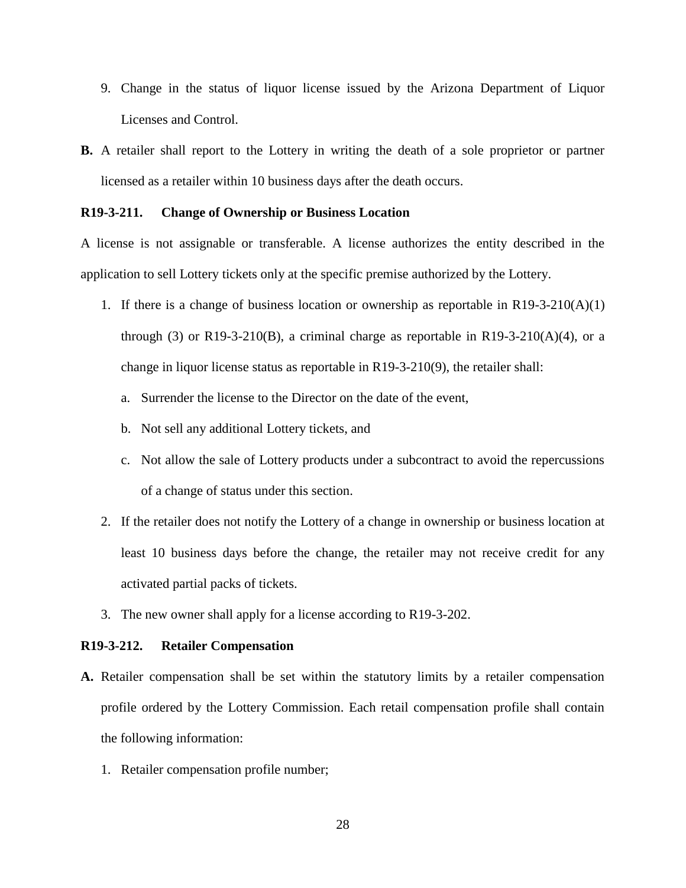9. Change in the status of liquor license issued by the Arizona Department of Liquor Licenses and Control.

**B.** A retailer shall report to the Lottery in writing the death of a sole proprietor or partner licensed as a retailer within 10 business days after the death occurs.

**R19-3-211. Change of Ownership or Business Location**

A license is not assignable or transferable. A license authorizes the entity described in the application to sell Lottery tickets only at the specific premise authorized by the Lottery.

1. If there is a change of business location or ownership as reportable in R19-3-210(A)(1) through (3) or R19-3-210(B), a criminal charge as reportable in R19-3-210(A)(4), or a change in liquor license status as reportable in R19-3-210(9), the retailer shall:
   a. Surrender the license to the Director on the date of the event,
   b. Not sell any additional Lottery tickets, and
   c. Not allow the sale of Lottery products under a subcontract to avoid the repercussions of a change of status under this section.
2. If the retailer does not notify the Lottery of a change in ownership or business location at least 10 business days before the change, the retailer may not receive credit for any activated partial packs of tickets.
3. The new owner shall apply for a license according to R19-3-202.

**R19-3-212. Retailer Compensation**

**A.** Retailer compensation shall be set within the statutory limits by a retailer compensation profile ordered by the Lottery Commission. Each retail compensation profile shall contain the following information:

1. Retailer compensation profile number;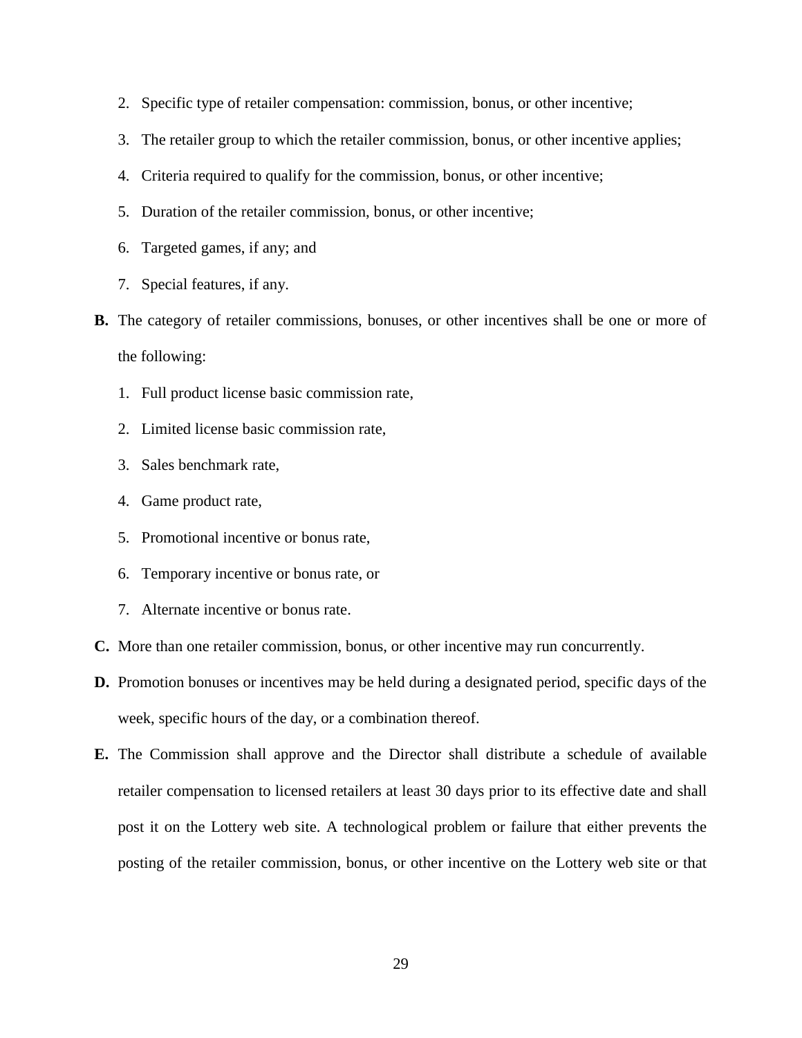2. Specific type of retailer compensation: commission, bonus, or other incentive;
3. The retailer group to which the retailer commission, bonus, or other incentive applies;
4. Criteria required to qualify for the commission, bonus, or other incentive;
5. Duration of the retailer commission, bonus, or other incentive;
6. Targeted games, if any; and
7. Special features, if any.

**B.** The category of retailer commissions, bonuses, or other incentives shall be one or more of the following:

1. Full product license basic commission rate,
2. Limited license basic commission rate,
3. Sales benchmark rate,
4. Game product rate,
5. Promotional incentive or bonus rate,
6. Temporary incentive or bonus rate, or
7. Alternate incentive or bonus rate.

**C.** More than one retailer commission, bonus, or other incentive may run concurrently.

**D.** Promotion bonuses or incentives may be held during a designated period, specific days of the week, specific hours of the day, or a combination thereof.

**E.** The Commission shall approve and the Director shall distribute a schedule of available retailer compensation to licensed retailers at least 30 days prior to its effective date and shall post it on the Lottery web site. A technological problem or failure that either prevents the posting of the retailer commission, bonus, or other incentive on the Lottery web site or that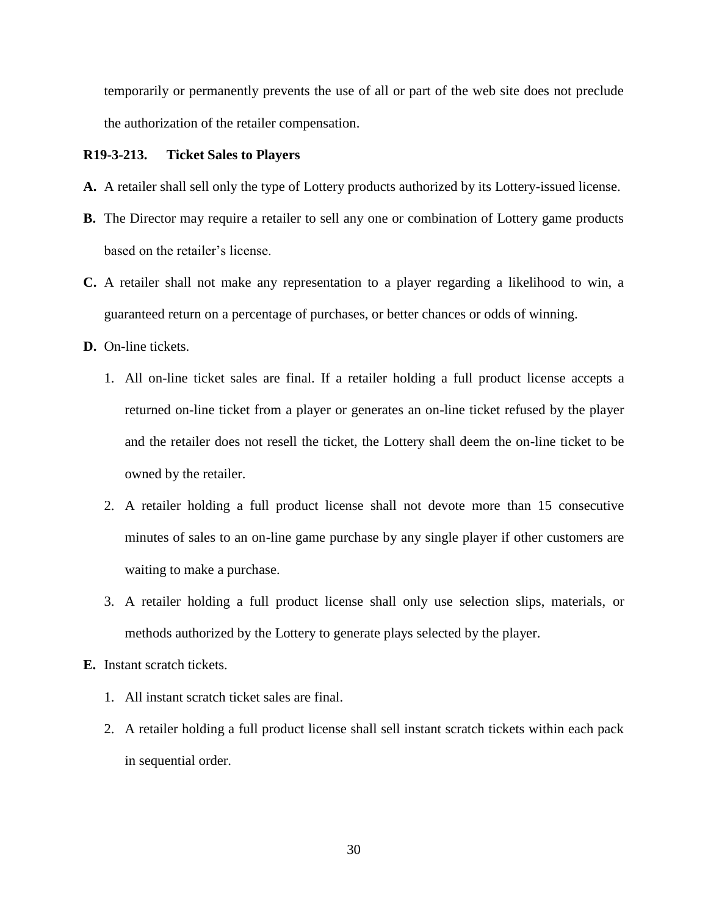temporarily or permanently prevents the use of all or part of the web site does not preclude the authorization of the retailer compensation.

**R19-3-213. Ticket Sales to Players**

**A.** A retailer shall sell only the type of Lottery products authorized by its Lottery-issued license.

**B.** The Director may require a retailer to sell any one or combination of Lottery game products based on the retailer's license.

**C.** A retailer shall not make any representation to a player regarding a likelihood to win, a guaranteed return on a percentage of purchases, or better chances or odds of winning.

**D.** On-line tickets.

1. All on-line ticket sales are final. If a retailer holding a full product license accepts a returned on-line ticket from a player or generates an on-line ticket refused by the player and the retailer does not resell the ticket, the Lottery shall deem the on-line ticket to be owned by the retailer.
2. A retailer holding a full product license shall not devote more than 15 consecutive minutes of sales to an on-line game purchase by any single player if other customers are waiting to make a purchase.
3. A retailer holding a full product license shall only use selection slips, materials, or methods authorized by the Lottery to generate plays selected by the player.

**E.** Instant scratch tickets.

1. All instant scratch ticket sales are final.
2. A retailer holding a full product license shall sell instant scratch tickets within each pack in sequential order.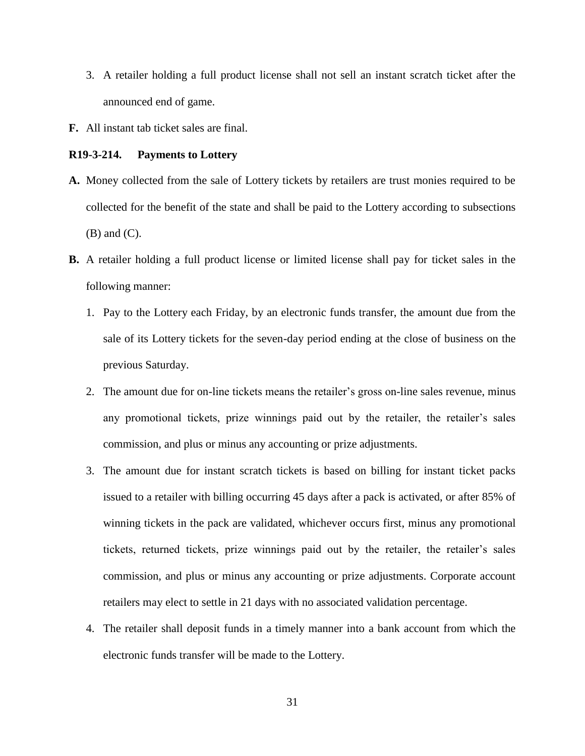3. A retailer holding a full product license shall not sell an instant scratch ticket after the announced end of game.

**F.** All instant tab ticket sales are final.

**R19-3-214. Payments to Lottery**

**A.** Money collected from the sale of Lottery tickets by retailers are trust monies required to be collected for the benefit of the state and shall be paid to the Lottery according to subsections (B) and (C).

**B.** A retailer holding a full product license or limited license shall pay for ticket sales in the following manner:

1. Pay to the Lottery each Friday, by an electronic funds transfer, the amount due from the sale of its Lottery tickets for the seven-day period ending at the close of business on the previous Saturday.
2. The amount due for on-line tickets means the retailer's gross on-line sales revenue, minus any promotional tickets, prize winnings paid out by the retailer, the retailer's sales commission, and plus or minus any accounting or prize adjustments.
3. The amount due for instant scratch tickets is based on billing for instant ticket packs issued to a retailer with billing occurring 45 days after a pack is activated, or after 85% of winning tickets in the pack are validated, whichever occurs first, minus any promotional tickets, returned tickets, prize winnings paid out by the retailer, the retailer's sales commission, and plus or minus any accounting or prize adjustments. Corporate account retailers may elect to settle in 21 days with no associated validation percentage.
4. The retailer shall deposit funds in a timely manner into a bank account from which the electronic funds transfer will be made to the Lottery.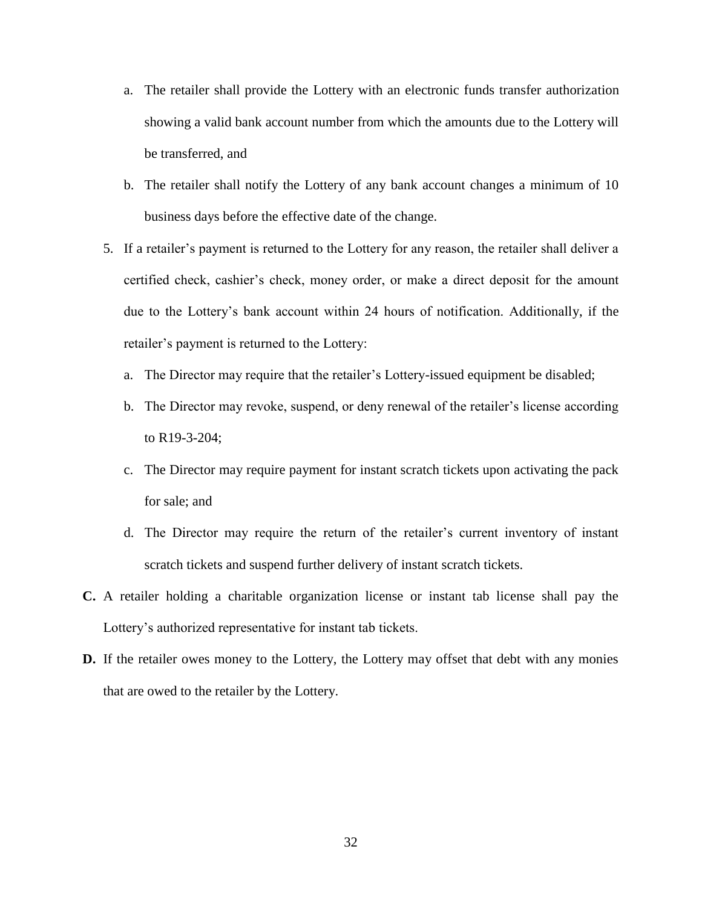a. The retailer shall provide the Lottery with an electronic funds transfer authorization showing a valid bank account number from which the amounts due to the Lottery will be transferred, and
   b. The retailer shall notify the Lottery of any bank account changes a minimum of 10 business days before the effective date of the change.

5. If a retailer's payment is returned to the Lottery for any reason, the retailer shall deliver a certified check, cashier's check, money order, or make a direct deposit for the amount due to the Lottery's bank account within 24 hours of notification. Additionally, if the retailer's payment is returned to the Lottery:
   a. The Director may require that the retailer's Lottery-issued equipment be disabled;
   b. The Director may revoke, suspend, or deny renewal of the retailer's license according to R19-3-204;
   c. The Director may require payment for instant scratch tickets upon activating the pack for sale; and
   d. The Director may require the return of the retailer's current inventory of instant scratch tickets and suspend further delivery of instant scratch tickets.

**C.** A retailer holding a charitable organization license or instant tab license shall pay the Lottery's authorized representative for instant tab tickets.

**D.** If the retailer owes money to the Lottery, the Lottery may offset that debt with any monies that are owed to the retailer by the Lottery.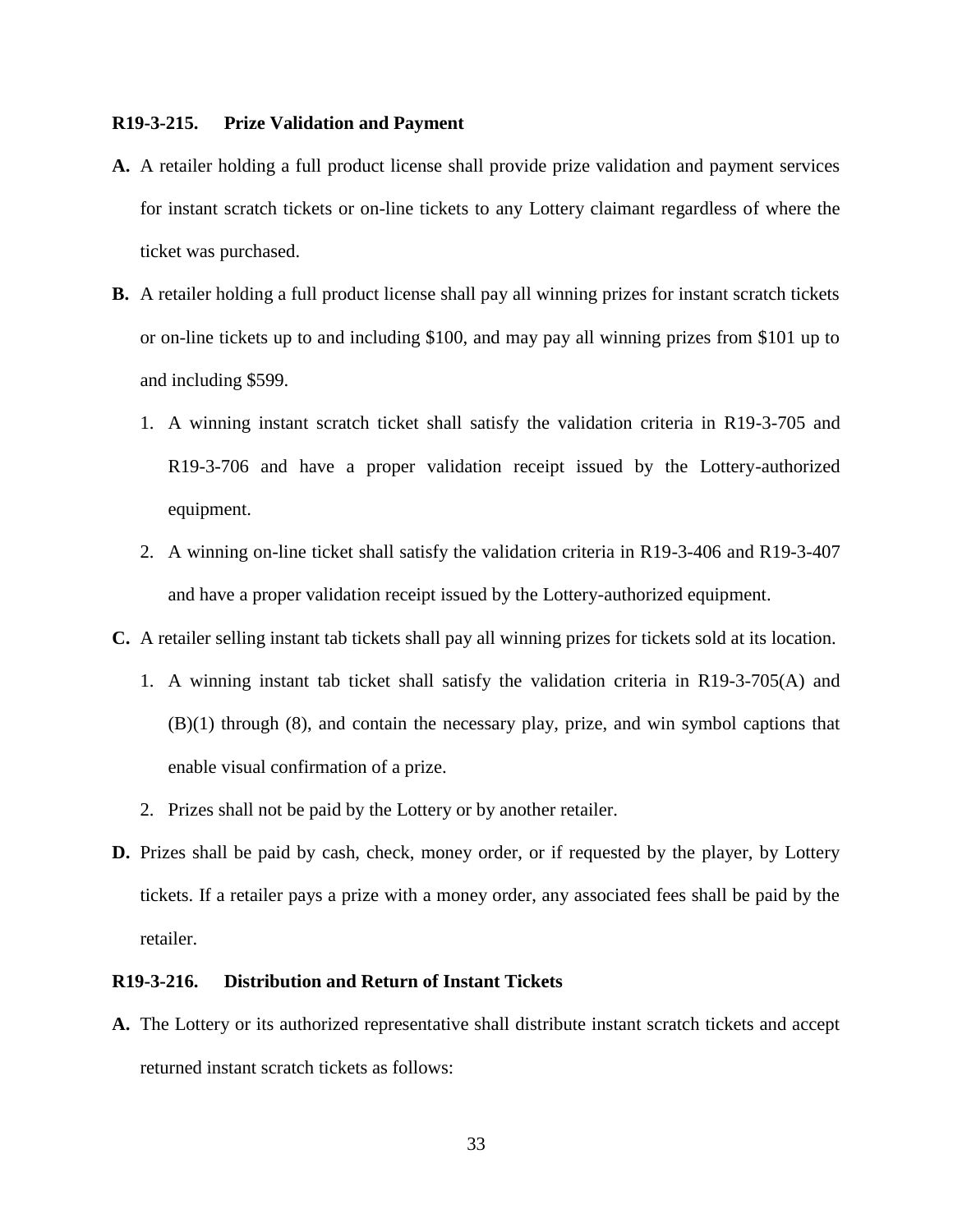**R19-3-215. Prize Validation and Payment**

**A.** A retailer holding a full product license shall provide prize validation and payment services for instant scratch tickets or on-line tickets to any Lottery claimant regardless of where the ticket was purchased.

**B.** A retailer holding a full product license shall pay all winning prizes for instant scratch tickets or on-line tickets up to and including $100, and may pay all winning prizes from $101 up to and including $599.

1. A winning instant scratch ticket shall satisfy the validation criteria in R19-3-705 and R19-3-706 and have a proper validation receipt issued by the Lottery-authorized equipment.
2. A winning on-line ticket shall satisfy the validation criteria in R19-3-406 and R19-3-407 and have a proper validation receipt issued by the Lottery-authorized equipment.

**C.** A retailer selling instant tab tickets shall pay all winning prizes for tickets sold at its location.

1. A winning instant tab ticket shall satisfy the validation criteria in R19-3-705(A) and (B)(1) through (8), and contain the necessary play, prize, and win symbol captions that enable visual confirmation of a prize.
2. Prizes shall not be paid by the Lottery or by another retailer.

**D.** Prizes shall be paid by cash, check, money order, or if requested by the player, by Lottery tickets. If a retailer pays a prize with a money order, any associated fees shall be paid by the retailer.

**R19-3-216. Distribution and Return of Instant Tickets**

**A.** The Lottery or its authorized representative shall distribute instant scratch tickets and accept returned instant scratch tickets as follows: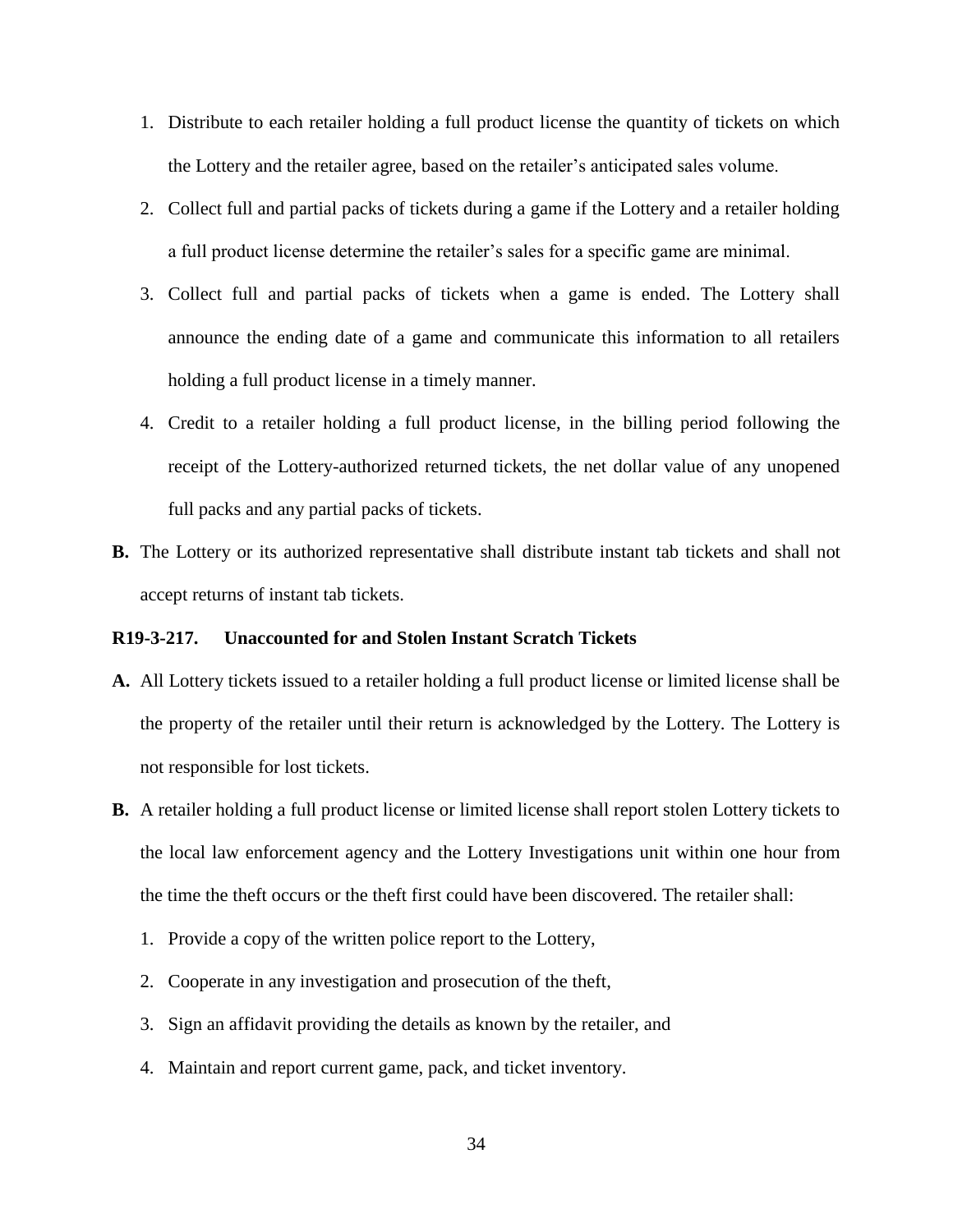1. Distribute to each retailer holding a full product license the quantity of tickets on which the Lottery and the retailer agree, based on the retailer's anticipated sales volume.
2. Collect full and partial packs of tickets during a game if the Lottery and a retailer holding a full product license determine the retailer's sales for a specific game are minimal.
3. Collect full and partial packs of tickets when a game is ended. The Lottery shall announce the ending date of a game and communicate this information to all retailers holding a full product license in a timely manner.
4. Credit to a retailer holding a full product license, in the billing period following the receipt of the Lottery-authorized returned tickets, the net dollar value of any unopened full packs and any partial packs of tickets.

**B.** The Lottery or its authorized representative shall distribute instant tab tickets and shall not accept returns of instant tab tickets.

**R19-3-217. Unaccounted for and Stolen Instant Scratch Tickets**

**A.** All Lottery tickets issued to a retailer holding a full product license or limited license shall be the property of the retailer until their return is acknowledged by the Lottery. The Lottery is not responsible for lost tickets.

**B.** A retailer holding a full product license or limited license shall report stolen Lottery tickets to the local law enforcement agency and the Lottery Investigations unit within one hour from the time the theft occurs or the theft first could have been discovered. The retailer shall:

1. Provide a copy of the written police report to the Lottery,
2. Cooperate in any investigation and prosecution of the theft,
3. Sign an affidavit providing the details as known by the retailer, and
4. Maintain and report current game, pack, and ticket inventory.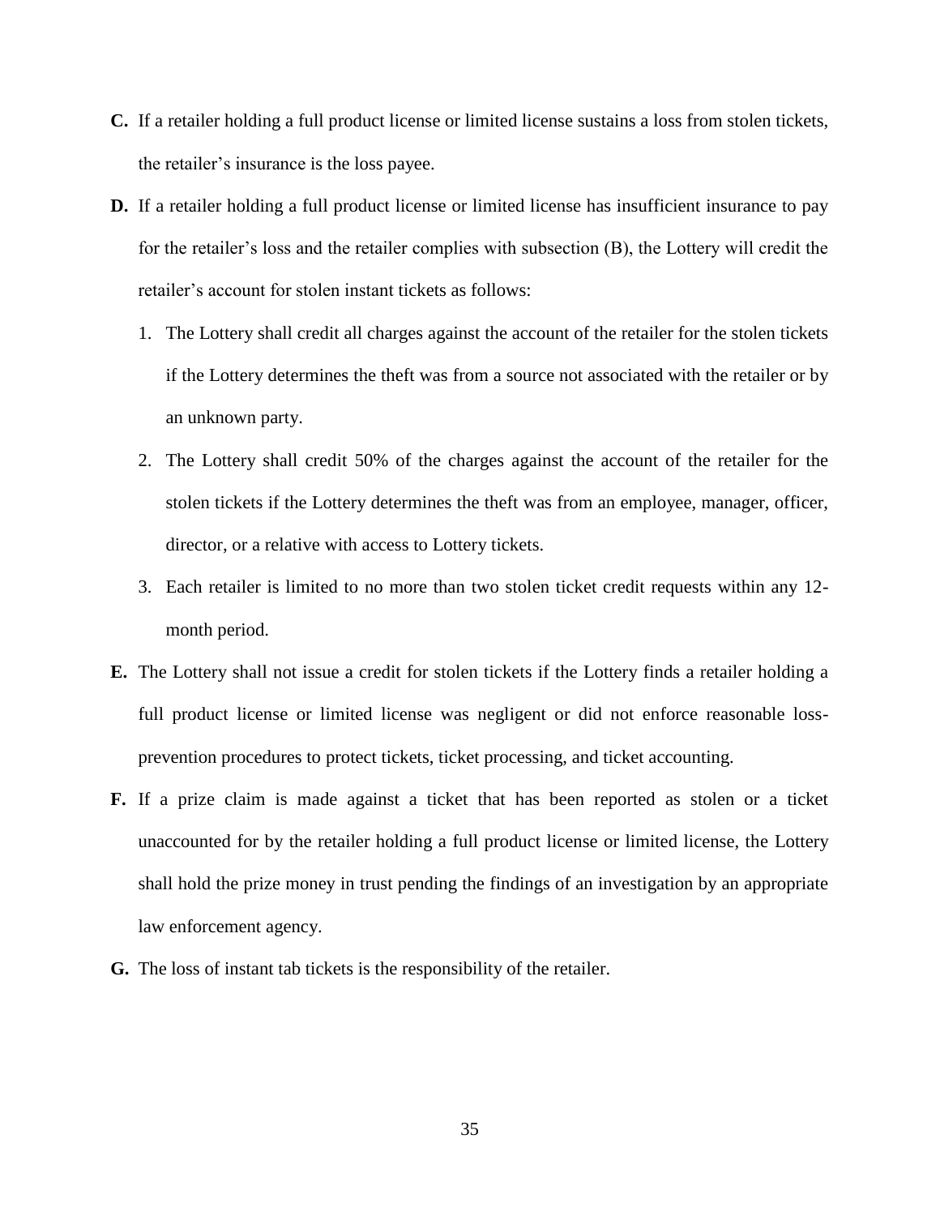**C.** If a retailer holding a full product license or limited license sustains a loss from stolen tickets, the retailer's insurance is the loss payee.

**D.** If a retailer holding a full product license or limited license has insufficient insurance to pay for the retailer's loss and the retailer complies with subsection (B), the Lottery will credit the retailer's account for stolen instant tickets as follows:

1. The Lottery shall credit all charges against the account of the retailer for the stolen tickets if the Lottery determines the theft was from a source not associated with the retailer or by an unknown party.
2. The Lottery shall credit 50% of the charges against the account of the retailer for the stolen tickets if the Lottery determines the theft was from an employee, manager, officer, director, or a relative with access to Lottery tickets.
3. Each retailer is limited to no more than two stolen ticket credit requests within any 12-month period.

**E.** The Lottery shall not issue a credit for stolen tickets if the Lottery finds a retailer holding a full product license or limited license was negligent or did not enforce reasonable loss-prevention procedures to protect tickets, ticket processing, and ticket accounting.

**F.** If a prize claim is made against a ticket that has been reported as stolen or a ticket unaccounted for by the retailer holding a full product license or limited license, the Lottery shall hold the prize money in trust pending the findings of an investigation by an appropriate law enforcement agency.

**G.** The loss of instant tab tickets is the responsibility of the retailer.